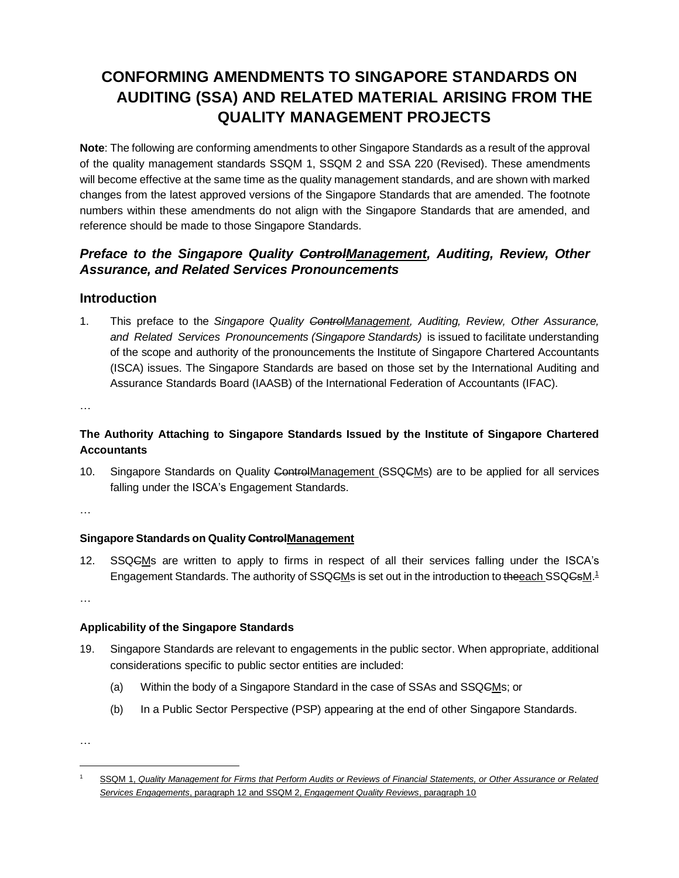# CONFORMING AMENDMENTS TO SINGAPORE STANDARDS ON AUDITING (SSA) AND RELATED MATERIAL ARISING FROM THE QUALITY MANAGEMENT PROJECTS

**Note**: The following are conforming amendments to other Singapore Standards as a result of the approval of the quality management standards SSQM 1, SSQM 2 and SSA 220 (Revised). These amendments will become effective at the same time as the quality management standards, and are shown with marked changes from the latest approved versions of the Singapore Standards that are amended. The footnote numbers within these amendments do not align with the Singapore Standards that are amended, and reference should be made to those Singapore Standards.

## *Preface to the Singapore Quality ~~Control~~<u>Management</u>, Auditing, Review, Other Assurance, and Related Services Pronouncements*

## Introduction

1. This preface to the *Singapore Quality ~~Control~~<u>Management</u>, Auditing, Review, Other Assurance, and Related Services Pronouncements (Singapore Standards)* is issued to facilitate understanding of the scope and authority of the pronouncements the Institute of Singapore Chartered Accountants (ISCA) issues. The Singapore Standards are based on those set by the International Auditing and Assurance Standards Board (IAASB) of the International Federation of Accountants (IFAC).

…

### The Authority Attaching to Singapore Standards Issued by the Institute of Singapore Chartered Accountants

10. Singapore Standards on Quality ~~Control~~<u>Management</u> (SSQ~~C~~<u>M</u>s) are to be applied for all services falling under the ISCA's Engagement Standards.

…

### Singapore Standards on Quality ~~Control~~<u>Management</u>

12. SSQ~~C~~<u>M</u>s are written to apply to firms in respect of all their services falling under the ISCA's Engagement Standards. The authority of SSQ~~C~~<u>M</u>s is set out in the introduction to ~~the~~<u>each</u> SSQ~~Cs~~<u>M</u>.[1]

…

### Applicability of the Singapore Standards

19. Singapore Standards are relevant to engagements in the public sector. When appropriate, additional considerations specific to public sector entities are included:

    (a) Within the body of a Singapore Standard in the case of SSAs and SSQ~~C~~<u>M</u>s; or

    (b) In a Public Sector Perspective (PSP) appearing at the end of other Singapore Standards.

…

[1] <u>SSQM 1, *Quality Management for Firms that Perform Audits or Reviews of Financial Statements, or Other Assurance or Related Services Engagements*, paragraph 12 and SSQM 2, *Engagement Quality Reviews*, paragraph 10</u>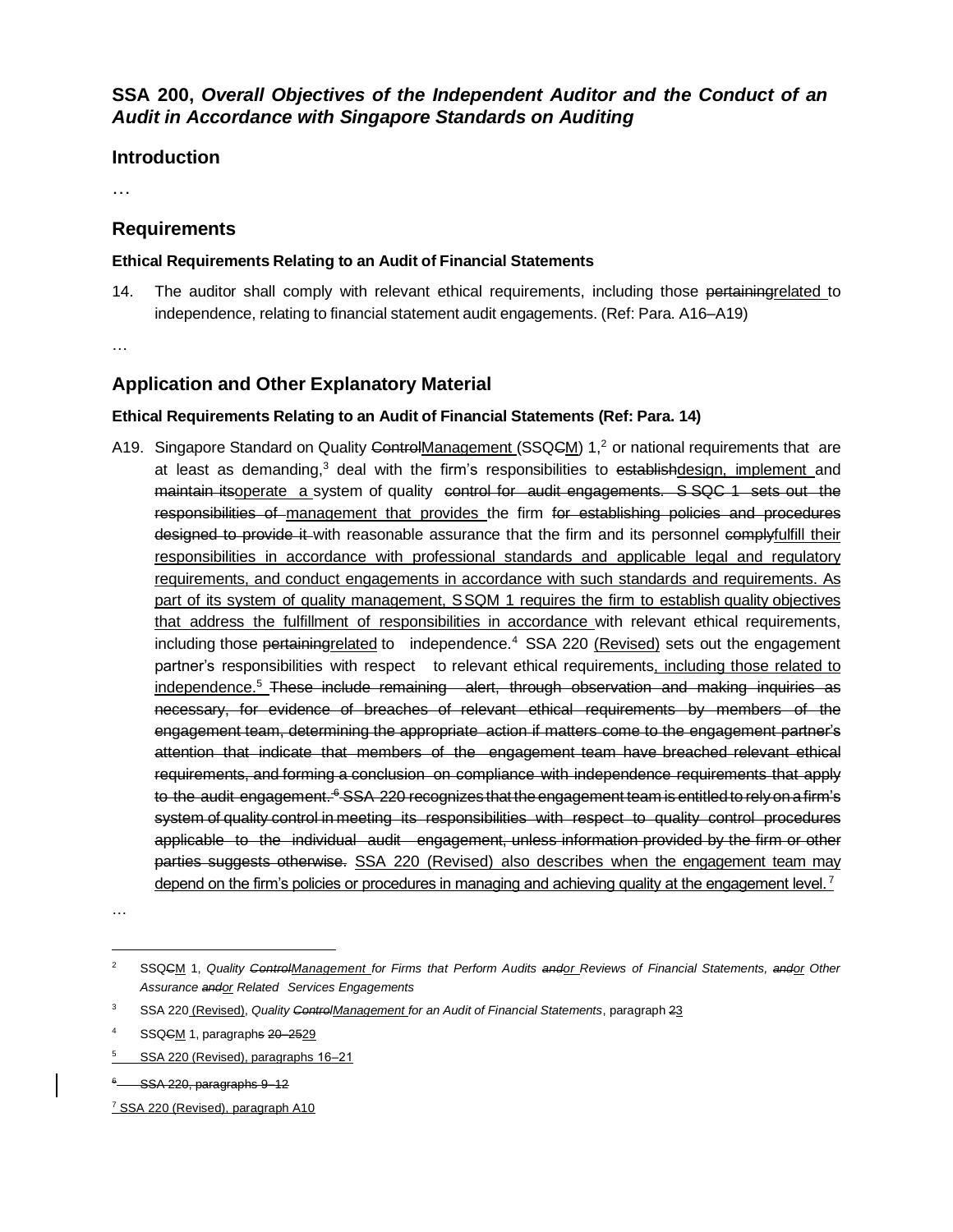## SSA 200, *Overall Objectives of the Independent Auditor and the Conduct of an Audit in Accordance with Singapore Standards on Auditing*

## Introduction

…

## Requirements

### Ethical Requirements Relating to an Audit of Financial Statements

14. The auditor shall comply with relevant ethical requirements, including those ~~pertaining~~<u>related</u> to independence, relating to financial statement audit engagements. (Ref: Para. A16–A19)

…

## Application and Other Explanatory Material

### Ethical Requirements Relating to an Audit of Financial Statements (Ref: Para. 14)

A19. Singapore Standard on Quality ~~Control~~<u>Management</u> (SSQ~~C~~<u>M</u>) 1,[2] or national requirements that are at least as demanding,[3] deal with the firm's responsibilities to ~~establish~~<u>design, implement</u> and ~~maintain its~~<u>operate a</u> system of quality ~~control for audit engagements. SSQC 1 sets out the responsibilities of~~ <u>management that provides</u> the firm ~~for establishing policies and procedures designed to provide it~~ with reasonable assurance that the firm and its personnel ~~comply~~<u>fulfill their responsibilities in accordance with professional standards and applicable legal and regulatory requirements, and conduct engagements in accordance with such standards and requirements. As part of its system of quality management, SSQM 1 requires the firm to establish quality objectives that address the fulfillment of responsibilities in accordance</u> with relevant ethical requirements, including those ~~pertaining~~<u>related</u> to independence.[4] SSA 220 <u>(Revised)</u> sets out the engagement partner's responsibilities with respect to relevant ethical requirements<u>, including those related to independence.</u>[5] ~~These include remaining alert, through observation and making inquiries as necessary, for evidence of breaches of relevant ethical requirements by members of the engagement team, determining the appropriate action if matters come to the engagement partner's attention that indicate that members of the engagement team have breached relevant ethical requirements, and forming a conclusion on compliance with independence requirements that apply to the audit engagement.[6] SSA 220 recognizes that the engagement team is entitled to rely on a firm's system of quality control in meeting its responsibilities with respect to quality control procedures applicable to the individual audit engagement, unless information provided by the firm or other parties suggests otherwise.~~ <u>SSA 220 (Revised) also describes when the engagement team may depend on the firm's policies or procedures in managing and achieving quality at the engagement level.</u>[7]

…

---

[2] SSQ~~C~~<u>M</u> 1, *Quality ~~Control~~<u>Management</u> for Firms that Perform Audits ~~and~~<u>or</u> Reviews of Financial Statements, ~~and~~<u>or</u> Other Assurance ~~and~~<u>or</u> Related Services Engagements*

[3] SSA 220 <u>(Revised)</u>, *Quality ~~Control~~<u>Management</u> for an Audit of Financial Statements*, paragraph ~~2~~<u>3</u>

[4] SSQ~~C~~<u>M</u> 1, paragraph~~s 20–25~~<u>29</u>

[5] <u>SSA 220 (Revised), paragraphs 16–21</u>

~~[6] SSA 220, paragraphs 9–12~~

[7] <u>SSA 220 (Revised), paragraph A10</u>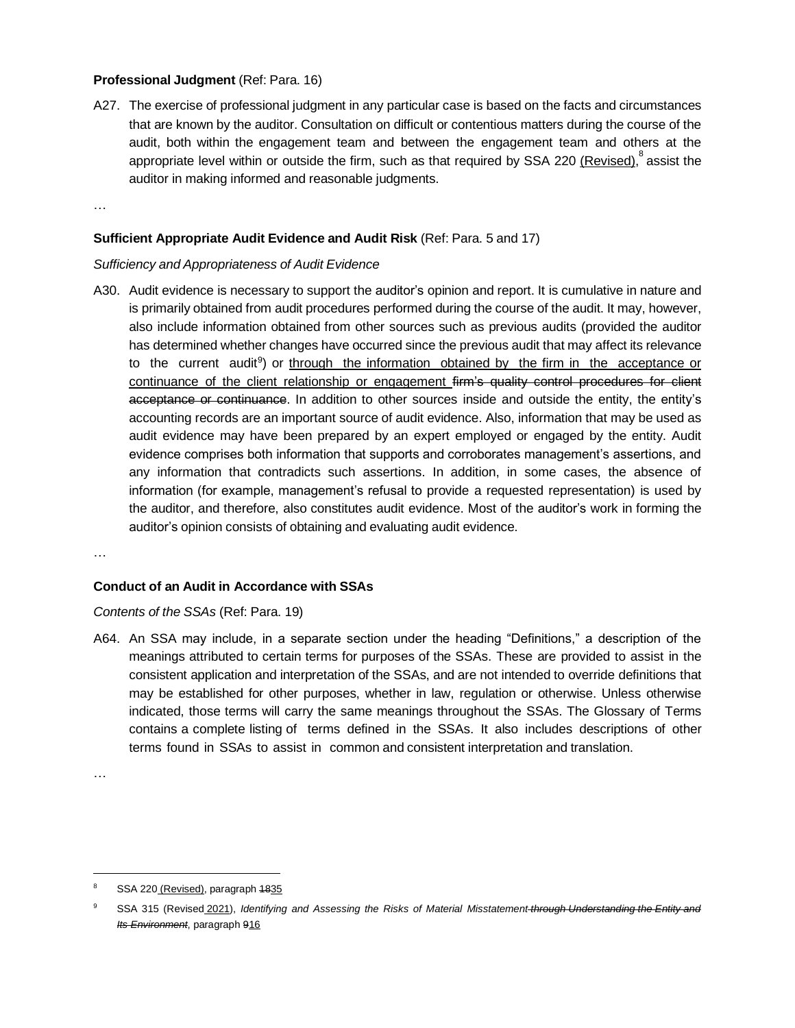**Professional Judgment** (Ref: Para. 16)

A27. The exercise of professional judgment in any particular case is based on the facts and circumstances that are known by the auditor. Consultation on difficult or contentious matters during the course of the audit, both within the engagement team and between the engagement team and others at the appropriate level within or outside the firm, such as that required by SSA 220 (Revised),[8] assist the auditor in making informed and reasonable judgments.

…

**Sufficient Appropriate Audit Evidence and Audit Risk** (Ref: Para. 5 and 17)

*Sufficiency and Appropriateness of Audit Evidence*

A30. Audit evidence is necessary to support the auditor's opinion and report. It is cumulative in nature and is primarily obtained from audit procedures performed during the course of the audit. It may, however, also include information obtained from other sources such as previous audits (provided the auditor has determined whether changes have occurred since the previous audit that may affect its relevance to the current audit[9]) or through the information obtained by the firm in the acceptance or continuance of the client relationship or engagement ~~firm's quality control procedures for client acceptance or continuance~~. In addition to other sources inside and outside the entity, the entity's accounting records are an important source of audit evidence. Also, information that may be used as audit evidence may have been prepared by an expert employed or engaged by the entity. Audit evidence comprises both information that supports and corroborates management's assertions, and any information that contradicts such assertions. In addition, in some cases, the absence of information (for example, management's refusal to provide a requested representation) is used by the auditor, and therefore, also constitutes audit evidence. Most of the auditor's work in forming the auditor's opinion consists of obtaining and evaluating audit evidence.

…

**Conduct of an Audit in Accordance with SSAs**

*Contents of the SSAs* (Ref: Para. 19)

A64. An SSA may include, in a separate section under the heading "Definitions," a description of the meanings attributed to certain terms for purposes of the SSAs. These are provided to assist in the consistent application and interpretation of the SSAs, and are not intended to override definitions that may be established for other purposes, whether in law, regulation or otherwise. Unless otherwise indicated, those terms will carry the same meanings throughout the SSAs. The Glossary of Terms contains a complete listing of terms defined in the SSAs. It also includes descriptions of other terms found in SSAs to assist in common and consistent interpretation and translation.

…

---

[8] SSA 220 (Revised), paragraph ~~18~~35

[9] SSA 315 (Revised 2021), *Identifying and Assessing the Risks of Material Misstatement ~~through Understanding the Entity and Its Environment~~*, paragraph ~~9~~16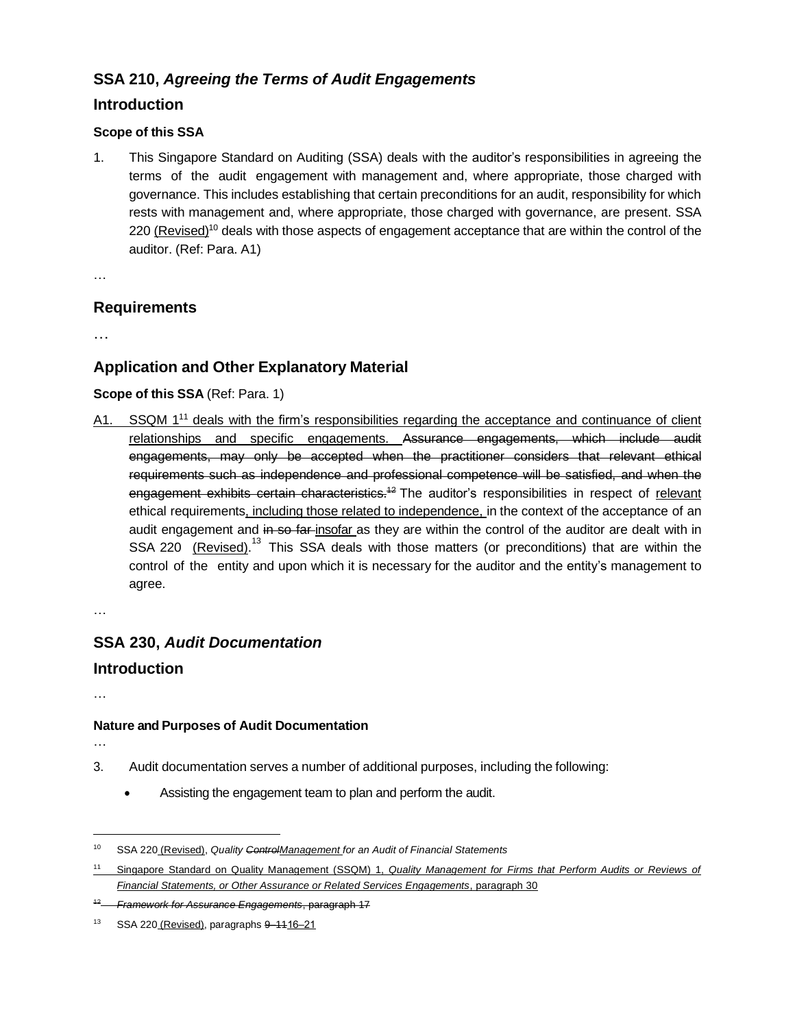## SSA 210, *Agreeing the Terms of Audit Engagements*

## Introduction

### Scope of this SSA

1. This Singapore Standard on Auditing (SSA) deals with the auditor's responsibilities in agreeing the terms of the audit engagement with management and, where appropriate, those charged with governance. This includes establishing that certain preconditions for an audit, responsibility for which rests with management and, where appropriate, those charged with governance, are present. SSA 220 (Revised)[10] deals with those aspects of engagement acceptance that are within the control of the auditor. (Ref: Para. A1)

…

## Requirements

…

## Application and Other Explanatory Material

**Scope of this SSA** (Ref: Para. 1)

A1. SSQM 1[11] deals with the firm's responsibilities regarding the acceptance and continuance of client relationships and specific engagements. ~~Assurance engagements, which include audit engagements, may only be accepted when the practitioner considers that relevant ethical requirements such as independence and professional competence will be satisfied, and when the engagement exhibits certain characteristics.~~[12] The auditor's responsibilities in respect of relevant ethical requirements, including those related to independence, in the context of the acceptance of an audit engagement and ~~in so far~~ insofar as they are within the control of the auditor are dealt with in SSA 220 (Revised).[13] This SSA deals with those matters (or preconditions) that are within the control of the entity and upon which it is necessary for the auditor and the entity's management to agree.

…

## SSA 230, *Audit Documentation*

## Introduction

…

### Nature and Purposes of Audit Documentation

…

3. Audit documentation serves a number of additional purposes, including the following:

    - Assisting the engagement team to plan and perform the audit.

---

[10] SSA 220 (Revised), *Quality ~~Control~~Management for an Audit of Financial Statements*

[11] Singapore Standard on Quality Management (SSQM) 1, *Quality Management for Firms that Perform Audits or Reviews of Financial Statements, or Other Assurance or Related Services Engagements*, paragraph 30

~~[12] *Framework for Assurance Engagements*, paragraph 17~~

[13] SSA 220 (Revised), paragraphs ~~9–11~~16–21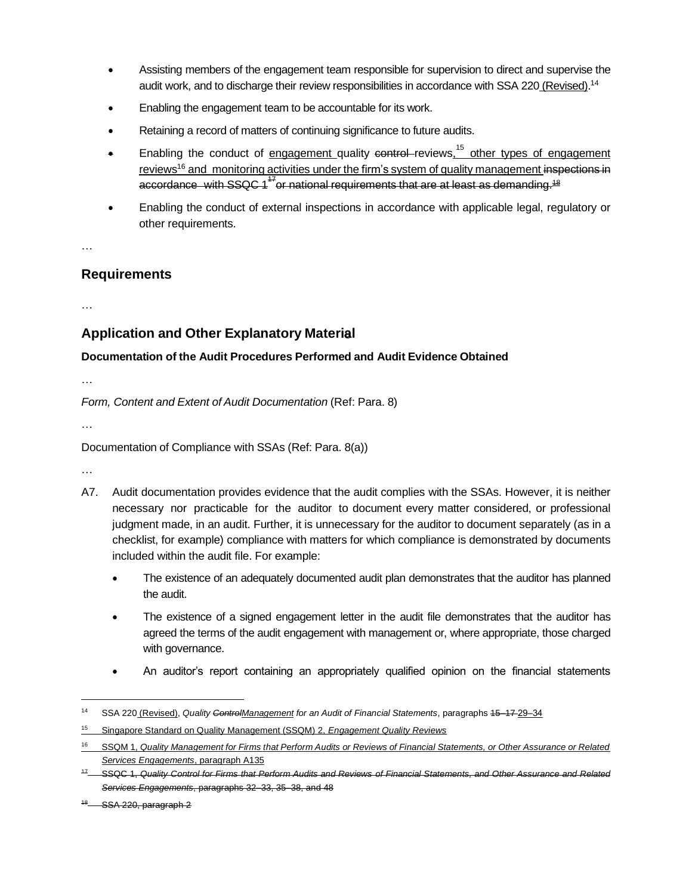- Assisting members of the engagement team responsible for supervision to direct and supervise the audit work, and to discharge their review responsibilities in accordance with SSA 220 (Revised).[14]
- Enabling the engagement team to be accountable for its work.
- Retaining a record of matters of continuing significance to future audits.
- Enabling the conduct of engagement quality ~~control~~ reviews,[15] other types of engagement reviews[16] and monitoring activities under the firm's system of quality management ~~inspections in accordance with SSQC 1[17] or national requirements that are at least as demanding.[18]~~
- Enabling the conduct of external inspections in accordance with applicable legal, regulatory or other requirements.

…

## Requirements

…

## Application and Other Explanatory Material

### Documentation of the Audit Procedures Performed and Audit Evidence Obtained

…

*Form, Content and Extent of Audit Documentation* (Ref: Para. 8)

…

Documentation of Compliance with SSAs (Ref: Para. 8(a))

…

A7. Audit documentation provides evidence that the audit complies with the SSAs. However, it is neither necessary nor practicable for the auditor to document every matter considered, or professional judgment made, in an audit. Further, it is unnecessary for the auditor to document separately (as in a checklist, for example) compliance with matters for which compliance is demonstrated by documents included within the audit file. For example:

- The existence of an adequately documented audit plan demonstrates that the auditor has planned the audit.
- The existence of a signed engagement letter in the audit file demonstrates that the auditor has agreed the terms of the audit engagement with management or, where appropriate, those charged with governance.
- An auditor's report containing an appropriately qualified opinion on the financial statements

---

[14] SSA 220 (Revised), *Quality ~~Control~~Management for an Audit of Financial Statements*, paragraphs ~~15–17~~ 29–34

[15] Singapore Standard on Quality Management (SSQM) 2, *Engagement Quality Reviews*

[16] SSQM 1, *Quality Management for Firms that Perform Audits or Reviews of Financial Statements, or Other Assurance or Related Services Engagements*, paragraph A135

~~[17] SSQC 1, *Quality Control for Firms that Perform Audits and Reviews of Financial Statements, and Other Assurance and Related Services Engagements*, paragraphs 32–33, 35–38, and 48~~

~~[18] SSA 220, paragraph 2~~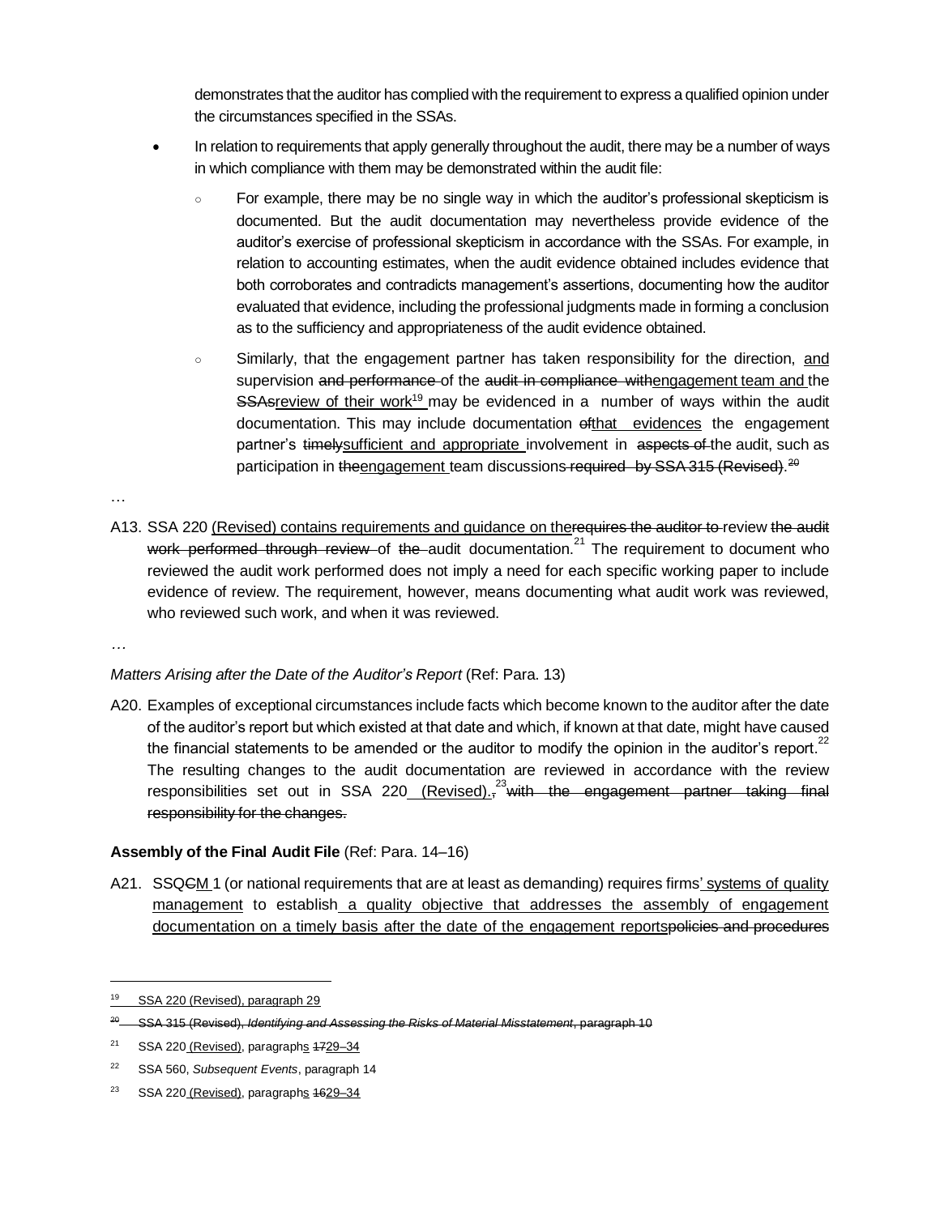demonstrates that the auditor has complied with the requirement to express a qualified opinion under the circumstances specified in the SSAs.

- In relation to requirements that apply generally throughout the audit, there may be a number of ways in which compliance with them may be demonstrated within the audit file:
  - For example, there may be no single way in which the auditor's professional skepticism is documented. But the audit documentation may nevertheless provide evidence of the auditor's exercise of professional skepticism in accordance with the SSAs. For example, in relation to accounting estimates, when the audit evidence obtained includes evidence that both corroborates and contradicts management's assertions, documenting how the auditor evaluated that evidence, including the professional judgments made in forming a conclusion as to the sufficiency and appropriateness of the audit evidence obtained.
  - Similarly, that the engagement partner has taken responsibility for the direction, and supervision ~~and performance~~ of the ~~audit in compliance with~~engagement team and the ~~SSAs~~review of their work[19] may be evidenced in a number of ways within the audit documentation. This may include documentation ~~of~~that evidences the engagement partner's ~~timely~~sufficient and appropriate involvement in ~~aspects of~~ the audit, such as participation in ~~the~~engagement team discussions ~~required by SSA 315 (Revised)~~.~~[20]~~

…

A13. SSA 220 (Revised) contains requirements and guidance on the~~requires the auditor to~~ review ~~the audit work performed through review~~ of ~~the~~ audit documentation.[21] The requirement to document who reviewed the audit work performed does not imply a need for each specific working paper to include evidence of review. The requirement, however, means documenting what audit work was reviewed, who reviewed such work, and when it was reviewed.

…

*Matters Arising after the Date of the Auditor's Report* (Ref: Para. 13)

A20. Examples of exceptional circumstances include facts which become known to the auditor after the date of the auditor's report but which existed at that date and which, if known at that date, might have caused the financial statements to be amended or the auditor to modify the opinion in the auditor's report.[22] The resulting changes to the audit documentation are reviewed in accordance with the review responsibilities set out in SSA 220 (Revised).~~,~~[23] ~~with the engagement partner taking final responsibility for the changes.~~

**Assembly of the Final Audit File** (Ref: Para. 14–16)

A21. SSQ~~C~~M 1 (or national requirements that are at least as demanding) requires firms' systems of quality management to establish a quality objective that addresses the assembly of engagement documentation on a timely basis after the date of the engagement reports~~policies and procedures~~

---

[19] SSA 220 (Revised), paragraph 29

~~[20] SSA 315 (Revised), *Identifying and Assessing the Risks of Material Misstatement*, paragraph 10~~

[21] SSA 220 (Revised), paragraphs ~~17~~29–34

[22] SSA 560, *Subsequent Events*, paragraph 14

[23] SSA 220 (Revised), paragraphs ~~16~~29–34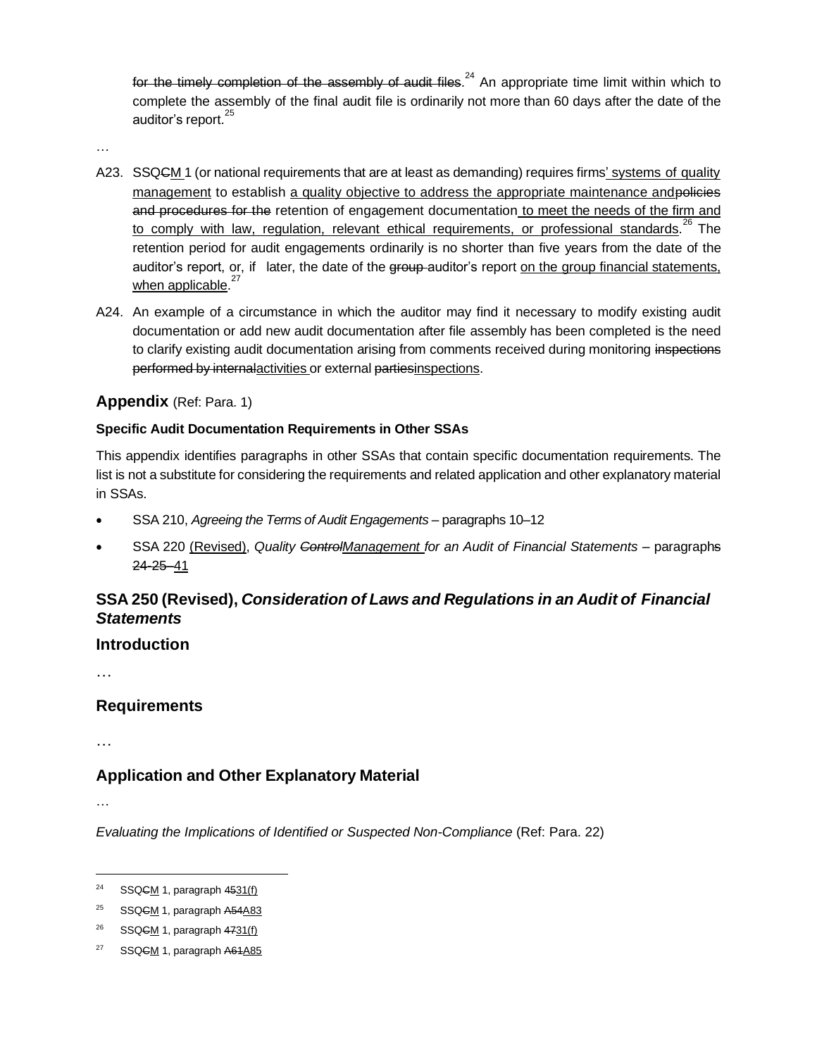~~for the timely completion of the assembly of audit files~~.[24] An appropriate time limit within which to complete the assembly of the final audit file is ordinarily not more than 60 days after the date of the auditor's report.[25]

…

A23. SSQ~~C~~<u>M</u> 1 (or national requirements that are at least as demanding) requires firms<u>' systems of quality management</u> to establish <u>a quality objective to address the appropriate maintenance and</u>~~policies and procedures for the~~ retention of engagement documentation <u>to meet the needs of the firm and to comply with law, regulation, relevant ethical requirements, or professional standards</u>.[26] The retention period for audit engagements ordinarily is no shorter than five years from the date of the auditor's report, or, if later, the date of the ~~group~~ auditor's report <u>on the group financial statements, when applicable</u>.[27]

A24. An example of a circumstance in which the auditor may find it necessary to modify existing audit documentation or add new audit documentation after file assembly has been completed is the need to clarify existing audit documentation arising from comments received during monitoring ~~inspections performed by internal~~<u>activities</u> or external ~~parties~~<u>inspections</u>.

## Appendix (Ref: Para. 1)

**Specific Audit Documentation Requirements in Other SSAs**

This appendix identifies paragraphs in other SSAs that contain specific documentation requirements. The list is not a substitute for considering the requirements and related application and other explanatory material in SSAs.

- SSA 210, *Agreeing the Terms of Audit Engagements* – paragraphs 10–12
- SSA 220 <u>(Revised)</u>, *Quality ~~Control~~<u>Management</u> for an Audit of Financial Statements* – paragraph~~s~~ ~~24-25~~ <u>41</u>

## SSA 250 (Revised), *Consideration of Laws and Regulations in an Audit of Financial Statements*

## Introduction

…

## Requirements

…

## Application and Other Explanatory Material

…

*Evaluating the Implications of Identified or Suspected Non-Compliance* (Ref: Para. 22)

---

[24] SSQ~~C~~<u>M</u> 1, paragraph ~~45~~<u>31(f)</u>

[25] SSQ~~C~~<u>M</u> 1, paragraph ~~A54~~<u>A83</u>

[26] SSQ~~C~~<u>M</u> 1, paragraph ~~47~~<u>31(f)</u>

[27] SSQ~~C~~<u>M</u> 1, paragraph ~~A61~~<u>A85</u>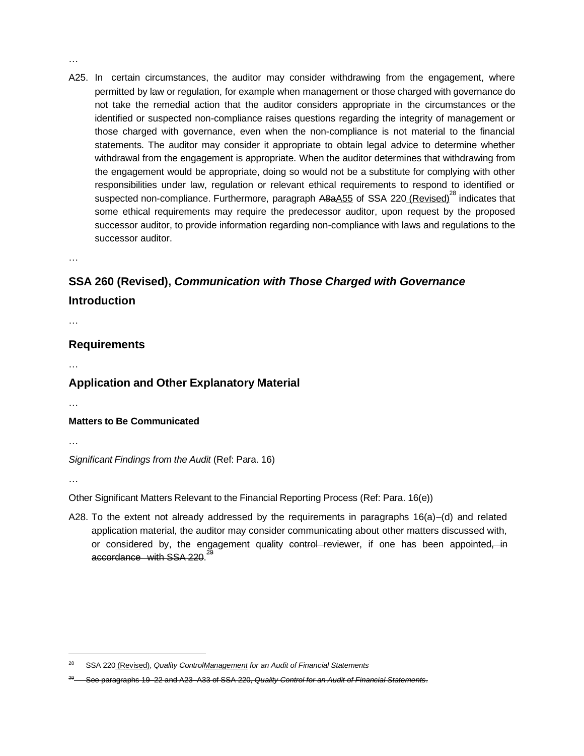…

A25. In certain circumstances, the auditor may consider withdrawing from the engagement, where permitted by law or regulation, for example when management or those charged with governance do not take the remedial action that the auditor considers appropriate in the circumstances or the identified or suspected non-compliance raises questions regarding the integrity of management or those charged with governance, even when the non-compliance is not material to the financial statements. The auditor may consider it appropriate to obtain legal advice to determine whether withdrawal from the engagement is appropriate. When the auditor determines that withdrawing from the engagement would be appropriate, doing so would not be a substitute for complying with other responsibilities under law, regulation or relevant ethical requirements to respond to identified or suspected non-compliance. Furthermore, paragraph ~~A8a~~A55 of SSA 220 (Revised)[28] indicates that some ethical requirements may require the predecessor auditor, upon request by the proposed successor auditor, to provide information regarding non-compliance with laws and regulations to the successor auditor.

…

## SSA 260 (Revised), *Communication with Those Charged with Governance*

## Introduction

…

## Requirements

…

## Application and Other Explanatory Material

…

**Matters to Be Communicated**

…

*Significant Findings from the Audit* (Ref: Para. 16)

…

Other Significant Matters Relevant to the Financial Reporting Process (Ref: Para. 16(e))

A28. To the extent not already addressed by the requirements in paragraphs 16(a)–(d) and related application material, the auditor may consider communicating about other matters discussed with, or considered by, the engagement quality ~~control~~ reviewer, if one has been appointed~~, in accordance with SSA 220.~~[29]

---

[28] SSA 220 (Revised), *Quality ~~Control~~Management for an Audit of Financial Statements*

~~[29] See paragraphs 19–22 and A23–A33 of SSA 220, *Quality Control for an Audit of Financial Statements*.~~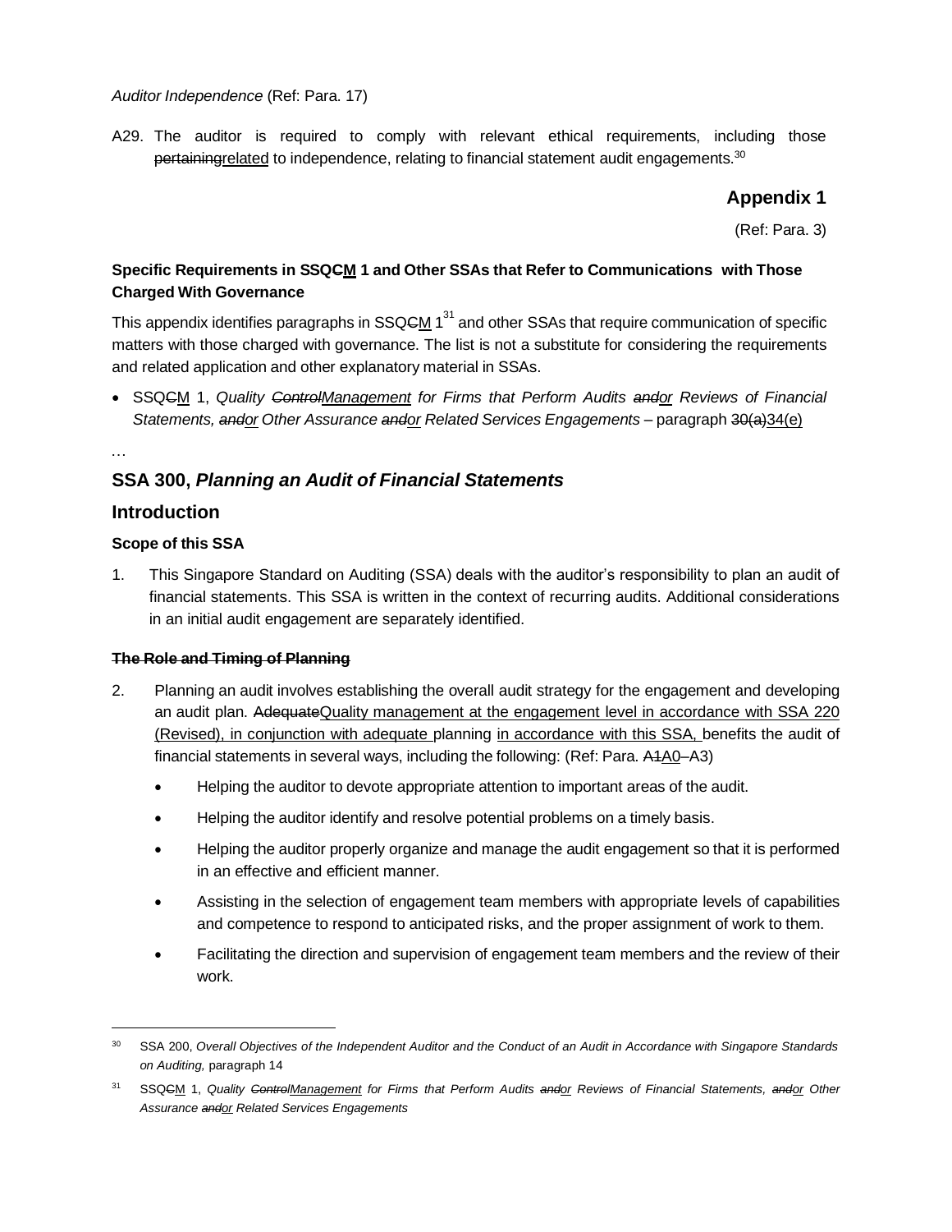*Auditor Independence* (Ref: Para. 17)

A29. The auditor is required to comply with relevant ethical requirements, including those ~~pertaining~~related to independence, relating to financial statement audit engagements.[30]

## Appendix 1

(Ref: Para. 3)

**Specific Requirements in SSQ~~C~~M 1 and Other SSAs that Refer to Communications with Those Charged With Governance**

This appendix identifies paragraphs in SSQ~~C~~M 1[31] and other SSAs that require communication of specific matters with those charged with governance. The list is not a substitute for considering the requirements and related application and other explanatory material in SSAs.

- SSQ~~C~~M 1, *Quality ~~Control~~Management for Firms that Perform Audits ~~and~~or Reviews of Financial Statements, ~~and~~or Other Assurance ~~and~~or Related Services Engagements* – paragraph ~~30(a)~~34(e)

…

## SSA 300, *Planning an Audit of Financial Statements*

## Introduction

### Scope of this SSA

1. This Singapore Standard on Auditing (SSA) deals with the auditor's responsibility to plan an audit of financial statements. This SSA is written in the context of recurring audits. Additional considerations in an initial audit engagement are separately identified.

### ~~The Role and Timing of Planning~~

2. Planning an audit involves establishing the overall audit strategy for the engagement and developing an audit plan. ~~Adequate~~Quality management at the engagement level in accordance with SSA 220 (Revised), in conjunction with adequate planning in accordance with this SSA, benefits the audit of financial statements in several ways, including the following: (Ref: Para. ~~A1~~A0–A3)

   - Helping the auditor to devote appropriate attention to important areas of the audit.
   - Helping the auditor identify and resolve potential problems on a timely basis.
   - Helping the auditor properly organize and manage the audit engagement so that it is performed in an effective and efficient manner.
   - Assisting in the selection of engagement team members with appropriate levels of capabilities and competence to respond to anticipated risks, and the proper assignment of work to them.
   - Facilitating the direction and supervision of engagement team members and the review of their work.

---

[30] SSA 200, *Overall Objectives of the Independent Auditor and the Conduct of an Audit in Accordance with Singapore Standards on Auditing,* paragraph 14

[31] SSQ~~C~~M 1, *Quality ~~Control~~Management for Firms that Perform Audits ~~and~~or Reviews of Financial Statements, ~~and~~or Other Assurance ~~and~~or Related Services Engagements*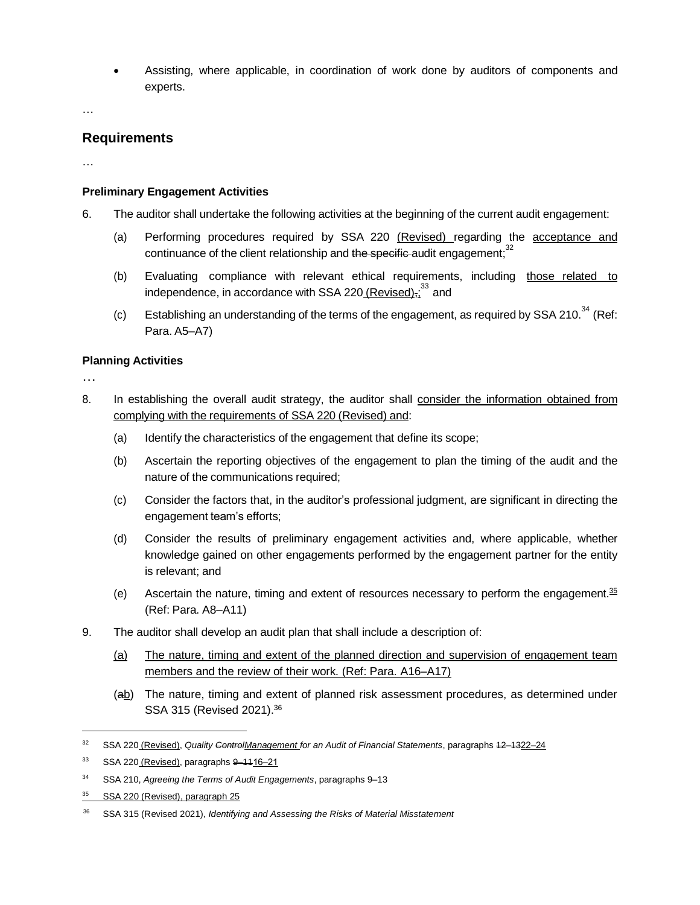- Assisting, where applicable, in coordination of work done by auditors of components and experts.

…

## Requirements

…

### Preliminary Engagement Activities

6. The auditor shall undertake the following activities at the beginning of the current audit engagement:

   (a) Performing procedures required by SSA 220 (Revised) regarding the acceptance and continuance of the client relationship and ~~the specific~~ audit engagement;[32]

   (b) Evaluating compliance with relevant ethical requirements, including those related to independence, in accordance with SSA 220 (Revised)~~,~~;[33] and

   (c) Establishing an understanding of the terms of the engagement, as required by SSA 210.[34] (Ref: Para. A5–A7)

### Planning Activities

…

8. In establishing the overall audit strategy, the auditor shall consider the information obtained from complying with the requirements of SSA 220 (Revised) and:

   (a) Identify the characteristics of the engagement that define its scope;

   (b) Ascertain the reporting objectives of the engagement to plan the timing of the audit and the nature of the communications required;

   (c) Consider the factors that, in the auditor's professional judgment, are significant in directing the engagement team's efforts;

   (d) Consider the results of preliminary engagement activities and, where applicable, whether knowledge gained on other engagements performed by the engagement partner for the entity is relevant; and

   (e) Ascertain the nature, timing and extent of resources necessary to perform the engagement.[35] (Ref: Para. A8–A11)

9. The auditor shall develop an audit plan that shall include a description of:

   (a) The nature, timing and extent of the planned direction and supervision of engagement team members and the review of their work. (Ref: Para. A16–A17)

   (~~a~~b) The nature, timing and extent of planned risk assessment procedures, as determined under SSA 315 (Revised 2021).[36]

---

[32] SSA 220 (Revised), *Quality ~~Control~~Management for an Audit of Financial Statements*, paragraphs ~~12–13~~22–24

[33] SSA 220 (Revised), paragraphs ~~9–11~~16–21

[34] SSA 210, *Agreeing the Terms of Audit Engagements*, paragraphs 9–13

[35] SSA 220 (Revised), paragraph 25

[36] SSA 315 (Revised 2021), *Identifying and Assessing the Risks of Material Misstatement*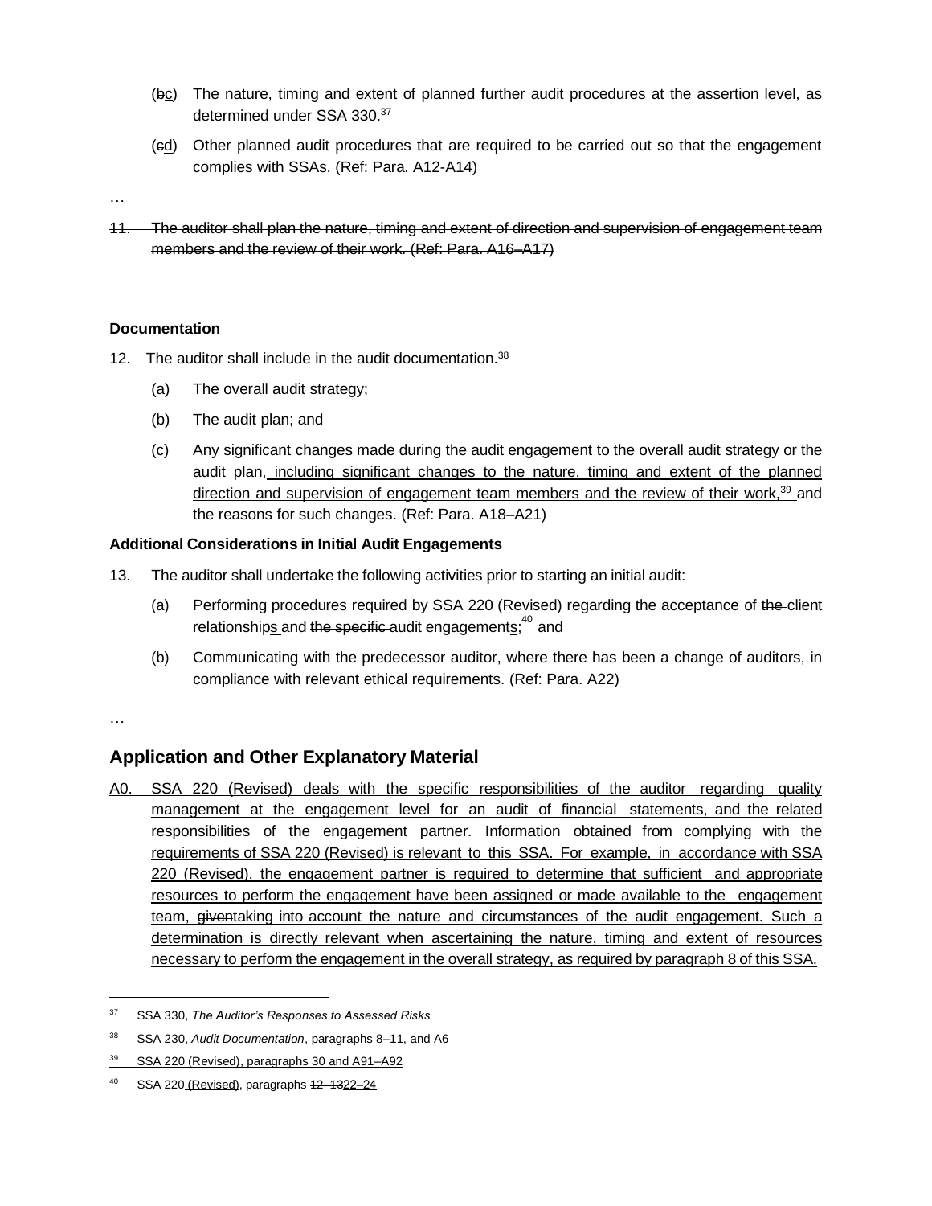(~~b~~<u>c</u>) The nature, timing and extent of planned further audit procedures at the assertion level, as determined under SSA 330.[37]

(~~c~~<u>d</u>) Other planned audit procedures that are required to be carried out so that the engagement complies with SSAs. (Ref: Para. A12-A14)

…

~~11. The auditor shall plan the nature, timing and extent of direction and supervision of engagement team members and the review of their work. (Ref: Para. A16–A17)~~

**Documentation**

12. The auditor shall include in the audit documentation.[38]

    (a) The overall audit strategy;

    (b) The audit plan; and

    (c) Any significant changes made during the audit engagement to the overall audit strategy or the audit plan, <u>including significant changes to the nature, timing and extent of the planned direction and supervision of engagement team members and the review of their work,[39]</u> and the reasons for such changes. (Ref: Para. A18–A21)

**Additional Considerations in Initial Audit Engagements**

13. The auditor shall undertake the following activities prior to starting an initial audit:

    (a) Performing procedures required by SSA 220 <u>(Revised)</u> regarding the acceptance of ~~the~~ client relationship<u>s</u> and ~~the specific~~ audit engagement<u>s</u>;[40] and

    (b) Communicating with the predecessor auditor, where there has been a change of auditors, in compliance with relevant ethical requirements. (Ref: Para. A22)

…

## Application and Other Explanatory Material

<u>A0. SSA 220 (Revised) deals with the specific responsibilities of the auditor regarding quality management at the engagement level for an audit of financial statements, and the related responsibilities of the engagement partner. Information obtained from complying with the requirements of SSA 220 (Revised) is relevant to this SSA. For example, in accordance with SSA 220 (Revised), the engagement partner is required to determine that sufficient and appropriate resources to perform the engagement have been assigned or made available to the engagement team, ~~given~~taking into account the nature and circumstances of the audit engagement. Such a determination is directly relevant when ascertaining the nature, timing and extent of resources necessary to perform the engagement in the overall strategy, as required by paragraph 8 of this SSA.</u>

---

[37] SSA 330, *The Auditor's Responses to Assessed Risks*

[38] SSA 230, *Audit Documentation*, paragraphs 8–11, and A6

<u>[39] SSA 220 (Revised), paragraphs 30 and A91–A92</u>

[40] SSA 220 <u>(Revised)</u>, paragraphs ~~12–13~~<u>22–24</u>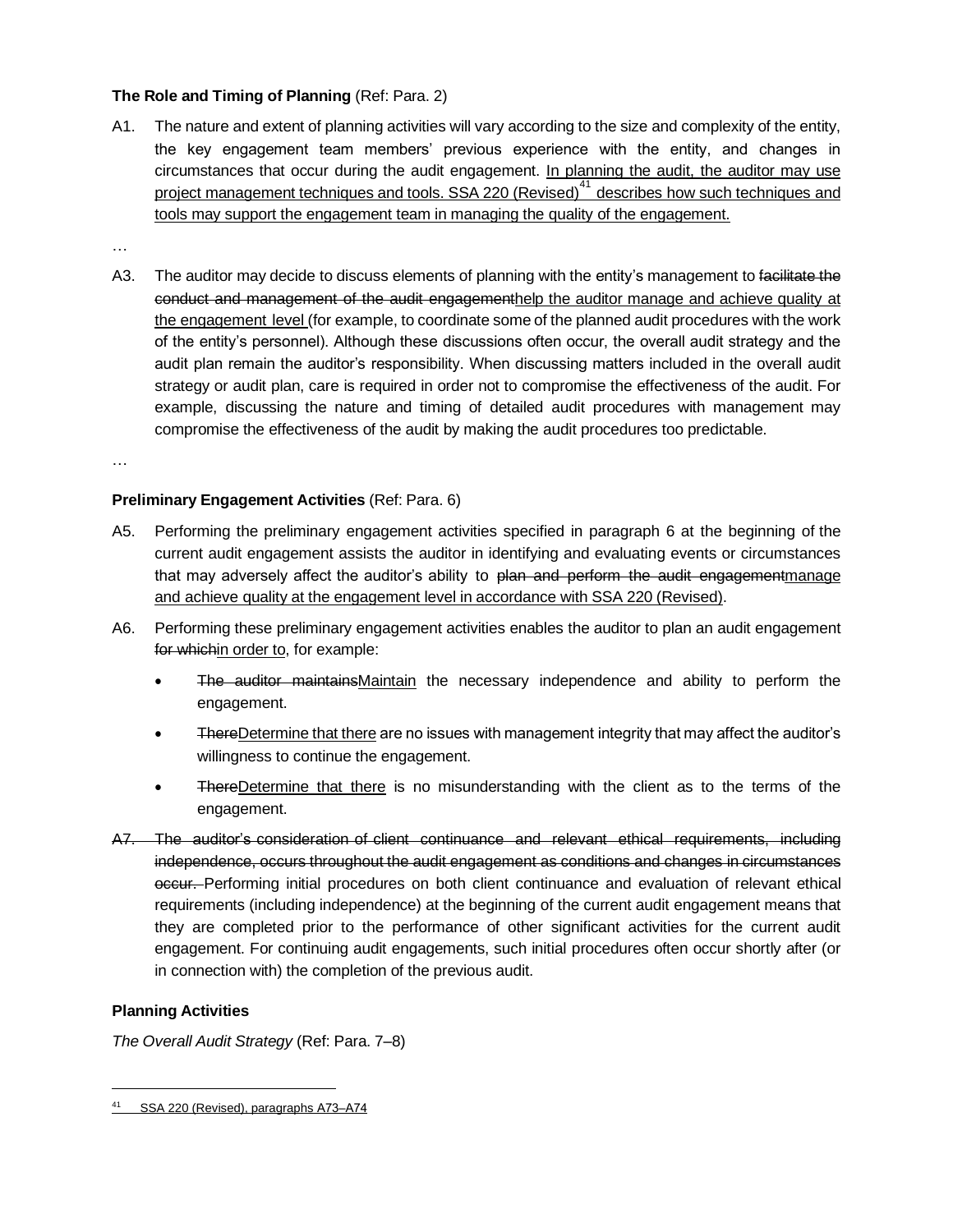**The Role and Timing of Planning** (Ref: Para. 2)

A1. The nature and extent of planning activities will vary according to the size and complexity of the entity, the key engagement team members' previous experience with the entity, and changes in circumstances that occur during the audit engagement. <u>In planning the audit, the auditor may use project management techniques and tools. SSA 220 (Revised)[41] describes how such techniques and tools may support the engagement team in managing the quality of the engagement.</u>

…

A3. The auditor may decide to discuss elements of planning with the entity's management to ~~facilitate the conduct and management of the audit engagement~~<u>help the auditor manage and achieve quality at the engagement level</u> (for example, to coordinate some of the planned audit procedures with the work of the entity's personnel). Although these discussions often occur, the overall audit strategy and the audit plan remain the auditor's responsibility. When discussing matters included in the overall audit strategy or audit plan, care is required in order not to compromise the effectiveness of the audit. For example, discussing the nature and timing of detailed audit procedures with management may compromise the effectiveness of the audit by making the audit procedures too predictable.

…

**Preliminary Engagement Activities** (Ref: Para. 6)

A5. Performing the preliminary engagement activities specified in paragraph 6 at the beginning of the current audit engagement assists the auditor in identifying and evaluating events or circumstances that may adversely affect the auditor's ability to ~~plan and perform the audit engagement~~<u>manage and achieve quality at the engagement level in accordance with SSA 220 (Revised)</u>.

A6. Performing these preliminary engagement activities enables the auditor to plan an audit engagement ~~for which~~<u>in order to</u>, for example:

- ~~The auditor maintains~~<u>Maintain</u> the necessary independence and ability to perform the engagement.
- ~~There~~<u>Determine that there</u> are no issues with management integrity that may affect the auditor's willingness to continue the engagement.
- ~~There~~<u>Determine that there</u> is no misunderstanding with the client as to the terms of the engagement.

~~A7.~~ ~~The auditor's consideration of client continuance and relevant ethical requirements, including independence, occurs throughout the audit engagement as conditions and changes in circumstances occur.~~ Performing initial procedures on both client continuance and evaluation of relevant ethical requirements (including independence) at the beginning of the current audit engagement means that they are completed prior to the performance of other significant activities for the current audit engagement. For continuing audit engagements, such initial procedures often occur shortly after (or in connection with) the completion of the previous audit.

**Planning Activities**

*The Overall Audit Strategy* (Ref: Para. 7–8)

---

[41] <u>SSA 220 (Revised), paragraphs A73–A74</u>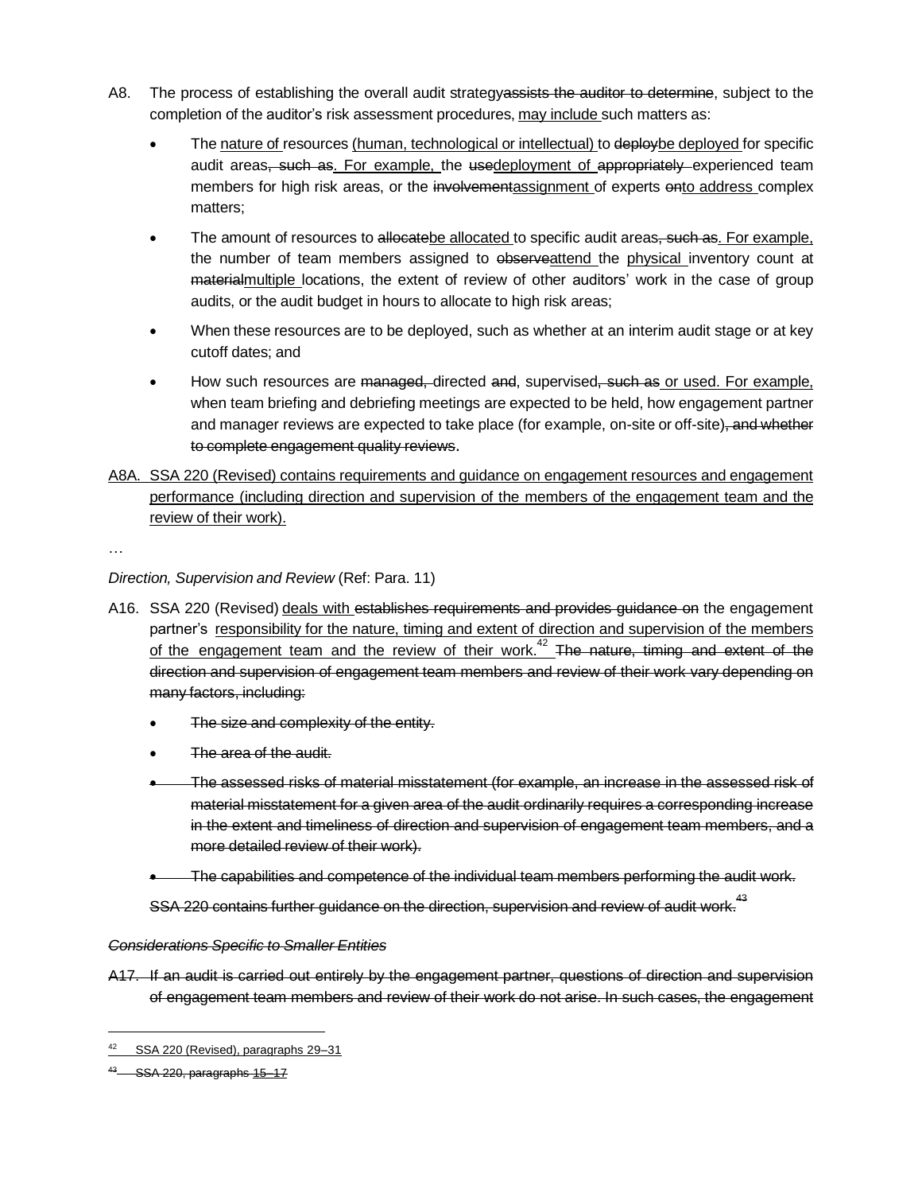A8. The process of establishing the overall audit strategy~~assists the auditor to determine~~, subject to the completion of the auditor's risk assessment procedures, <u>may include </u>such matters as:

- The <u>nature of </u>resources <u>(human, technological or intellectual) </u>to ~~deploy~~<u>be deployed </u>for specific audit areas~~, such as~~<u>. For example, </u>the ~~use~~<u>deployment of </u>~~appropriately~~ experienced team members for high risk areas, or the ~~involvement~~<u>assignment </u>of experts ~~on~~<u>to address </u>complex matters;
- The amount of resources to ~~allocate~~<u>be allocated </u>to specific audit areas~~, such as~~<u>. For example,</u> the number of team members assigned to ~~observe~~<u>attend </u>the <u>physical </u>inventory count at ~~material~~<u>multiple </u>locations, the extent of review of other auditors' work in the case of group audits, or the audit budget in hours to allocate to high risk areas;
- When these resources are to be deployed, such as whether at an interim audit stage or at key cutoff dates; and
- How such resources are ~~managed,~~ directed ~~and~~, supervised~~, such as~~<u> or used. For example,</u> when team briefing and debriefing meetings are expected to be held, how engagement partner and manager reviews are expected to take place (for example, on-site or off-site)~~, and whether to complete engagement quality reviews~~.

<u>A8A. SSA 220 (Revised) contains requirements and guidance on engagement resources and engagement performance (including direction and supervision of the members of the engagement team and the review of their work).</u>

…

*Direction, Supervision and Review* (Ref: Para. 11)

A16. SSA 220 (Revised) <u>deals with </u>~~establishes requirements and provides guidance on~~ the engagement partner's <u>responsibility for the nature, timing and extent of direction and supervision of the members of the engagement team and the review of their work.</u>[42] ~~The nature, timing and extent of the direction and supervision of engagement team members and review of their work vary depending on many factors, including:~~

- ~~The size and complexity of the entity.~~
- ~~The area of the audit.~~
- ~~The assessed risks of material misstatement (for example, an increase in the assessed risk of material misstatement for a given area of the audit ordinarily requires a corresponding increase in the extent and timeliness of direction and supervision of engagement team members, and a more detailed review of their work).~~
- ~~The capabilities and competence of the individual team members performing the audit work.~~

~~SSA 220 contains further guidance on the direction, supervision and review of audit work.~~[43]

~~*Considerations Specific to Smaller Entities*~~

~~A17. If an audit is carried out entirely by the engagement partner, questions of direction and supervision of engagement team members and review of their work do not arise. In such cases, the engagement~~

---

[42] <u>SSA 220 (Revised), paragraphs 29–31</u>

~~[43] SSA 220, paragraphs 15–17~~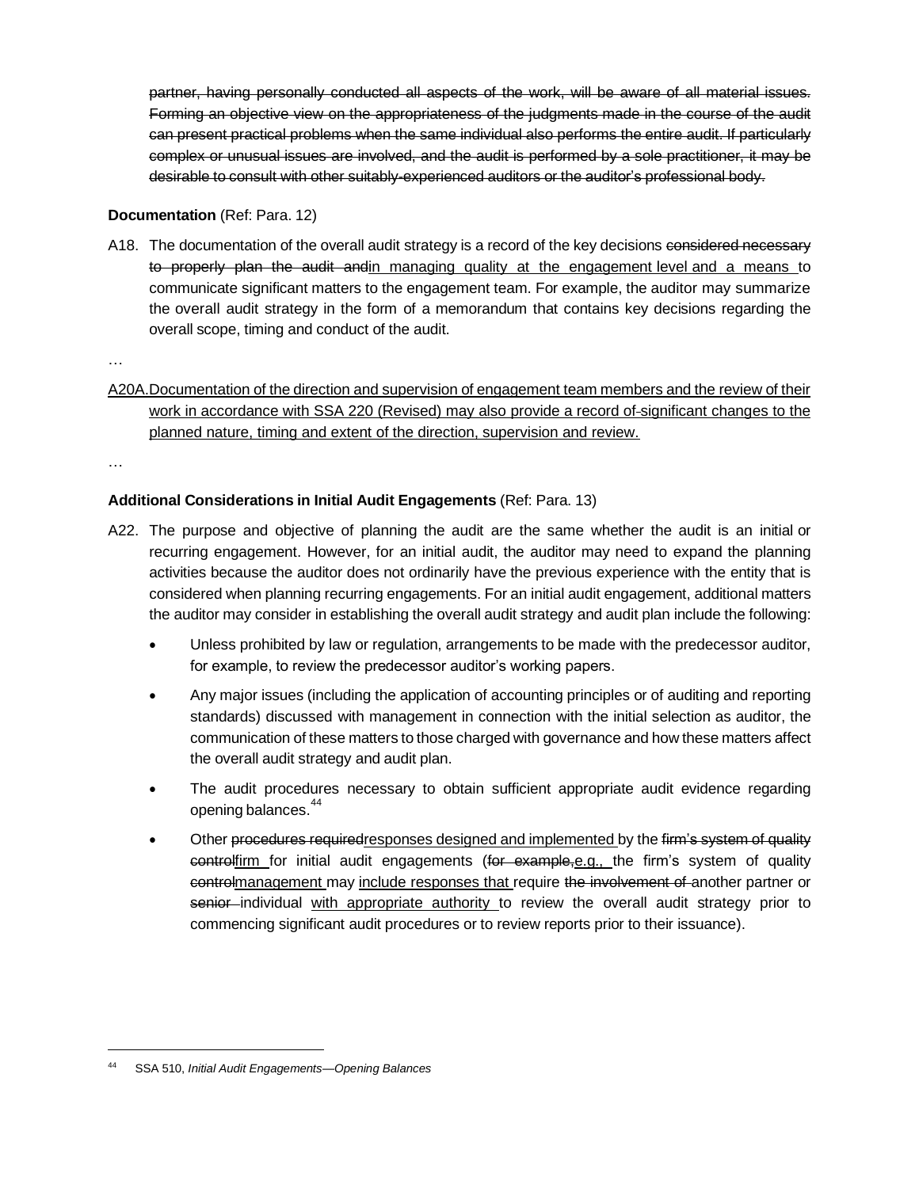~~partner, having personally conducted all aspects of the work, will be aware of all material issues. Forming an objective view on the appropriateness of the judgments made in the course of the audit can present practical problems when the same individual also performs the entire audit. If particularly complex or unusual issues are involved, and the audit is performed by a sole practitioner, it may be desirable to consult with other suitably-experienced auditors or the auditor's professional body.~~

**Documentation** (Ref: Para. 12)

A18. The documentation of the overall audit strategy is a record of the key decisions ~~considered necessary to properly plan the audit and~~<u>in managing quality at the engagement level and a means</u> to communicate significant matters to the engagement team. For example, the auditor may summarize the overall audit strategy in the form of a memorandum that contains key decisions regarding the overall scope, timing and conduct of the audit.

…

<u>A20A. Documentation of the direction and supervision of engagement team members and the review of their work in accordance with SSA 220 (Revised) may also provide a record of significant changes to the planned nature, timing and extent of the direction, supervision and review.</u>

…

**Additional Considerations in Initial Audit Engagements** (Ref: Para. 13)

A22. The purpose and objective of planning the audit are the same whether the audit is an initial or recurring engagement. However, for an initial audit, the auditor may need to expand the planning activities because the auditor does not ordinarily have the previous experience with the entity that is considered when planning recurring engagements. For an initial audit engagement, additional matters the auditor may consider in establishing the overall audit strategy and audit plan include the following:

- Unless prohibited by law or regulation, arrangements to be made with the predecessor auditor, for example, to review the predecessor auditor's working papers.
- Any major issues (including the application of accounting principles or of auditing and reporting standards) discussed with management in connection with the initial selection as auditor, the communication of these matters to those charged with governance and how these matters affect the overall audit strategy and audit plan.
- The audit procedures necessary to obtain sufficient appropriate audit evidence regarding opening balances.[44]
- Other ~~procedures required~~<u>responses designed and implemented</u> by the ~~firm's system of quality control~~<u>firm</u> for initial audit engagements (~~for example,~~<u>e.g.,</u> the firm's system of quality ~~control~~<u>management</u> may <u>include responses that</u> require ~~the involvement of~~ another partner or ~~senior~~ individual <u>with appropriate authority</u> to review the overall audit strategy prior to commencing significant audit procedures or to review reports prior to their issuance).

---

[44] SSA 510, *Initial Audit Engagements—Opening Balances*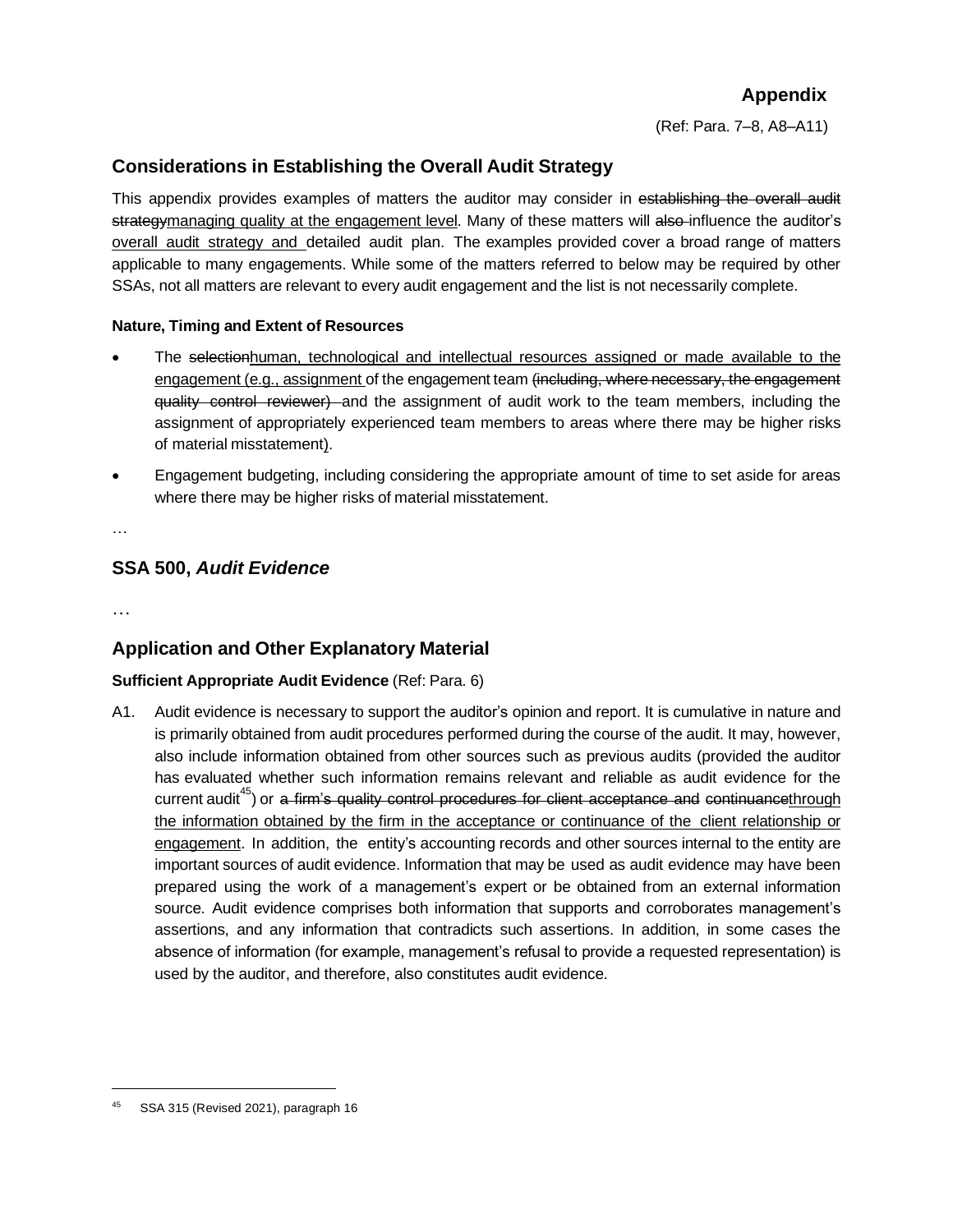## Appendix

(Ref: Para. 7–8, A8–A11)

## Considerations in Establishing the Overall Audit Strategy

This appendix provides examples of matters the auditor may consider in ~~establishing the overall audit strategy~~managing quality at the engagement level. Many of these matters will ~~also~~ influence the auditor's overall audit strategy and detailed audit plan. The examples provided cover a broad range of matters applicable to many engagements. While some of the matters referred to below may be required by other SSAs, not all matters are relevant to every audit engagement and the list is not necessarily complete.

**Nature, Timing and Extent of Resources**

- The ~~selection~~human, technological and intellectual resources assigned or made available to the engagement (e.g., assignment of the engagement team ~~(including, where necessary, the engagement quality control reviewer)~~ and the assignment of audit work to the team members, including the assignment of appropriately experienced team members to areas where there may be higher risks of material misstatement).
- Engagement budgeting, including considering the appropriate amount of time to set aside for areas where there may be higher risks of material misstatement.

…

## SSA 500, *Audit Evidence*

…

## Application and Other Explanatory Material

**Sufficient Appropriate Audit Evidence** (Ref: Para. 6)

A1. Audit evidence is necessary to support the auditor's opinion and report. It is cumulative in nature and is primarily obtained from audit procedures performed during the course of the audit. It may, however, also include information obtained from other sources such as previous audits (provided the auditor has evaluated whether such information remains relevant and reliable as audit evidence for the current audit[45]) or ~~a firm's quality control procedures for client acceptance and continuance~~through the information obtained by the firm in the acceptance or continuance of the client relationship or engagement. In addition, the entity's accounting records and other sources internal to the entity are important sources of audit evidence. Information that may be used as audit evidence may have been prepared using the work of a management's expert or be obtained from an external information source. Audit evidence comprises both information that supports and corroborates management's assertions, and any information that contradicts such assertions. In addition, in some cases the absence of information (for example, management's refusal to provide a requested representation) is used by the auditor, and therefore, also constitutes audit evidence.

---

[45] SSA 315 (Revised 2021), paragraph 16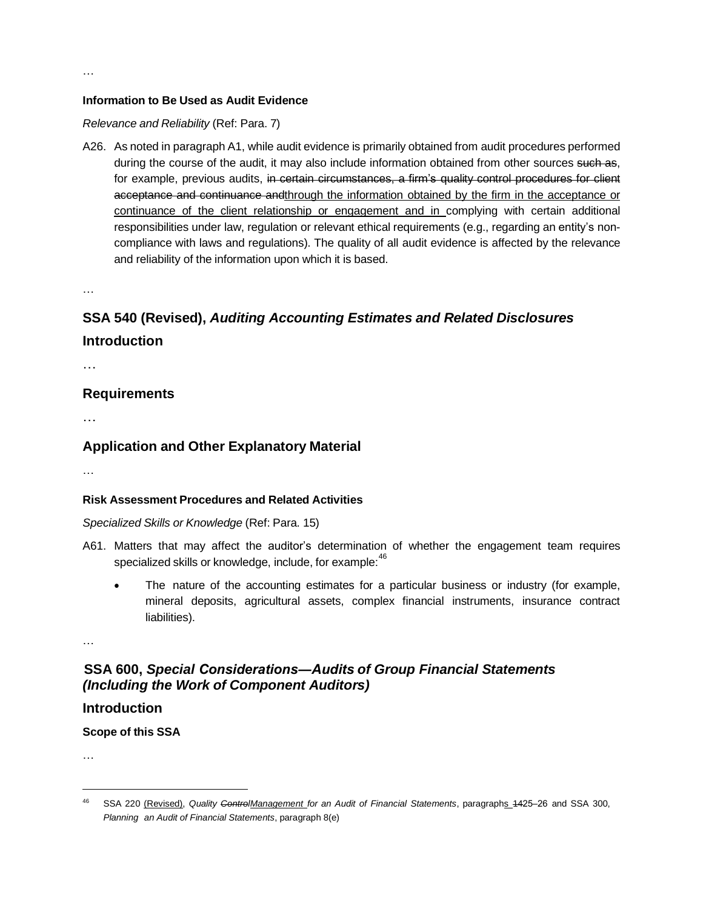…

#### Information to Be Used as Audit Evidence

*Relevance and Reliability* (Ref: Para. 7)

A26. As noted in paragraph A1, while audit evidence is primarily obtained from audit procedures performed during the course of the audit, it may also include information obtained from other sources ~~such as~~, for example, previous audits, ~~in certain circumstances, a firm's quality control procedures for client acceptance and continuance and~~<u>through the information obtained by the firm in the acceptance or continuance of the client relationship or engagement and in </u>complying with certain additional responsibilities under law, regulation or relevant ethical requirements (e.g., regarding an entity's non-compliance with laws and regulations). The quality of all audit evidence is affected by the relevance and reliability of the information upon which it is based.

…

## SSA 540 (Revised), *Auditing Accounting Estimates and Related Disclosures*

### Introduction

…

### Requirements

…

### Application and Other Explanatory Material

…

#### Risk Assessment Procedures and Related Activities

*Specialized Skills or Knowledge* (Ref: Para. 15)

A61. Matters that may affect the auditor's determination of whether the engagement team requires specialized skills or knowledge, include, for example:[46]

- The nature of the accounting estimates for a particular business or industry (for example, mineral deposits, agricultural assets, complex financial instruments, insurance contract liabilities).

…

## SSA 600, *Special Considerations—Audits of Group Financial Statements (Including the Work of Component Auditors)*

### Introduction

#### Scope of this SSA

…

---

[46] SSA 220 <u>(Revised)</u>, *Quality ~~Control~~<u>Management </u>for an Audit of Financial Statements*, paragraph<u>s </u>~~14~~25–26 and SSA 300, *Planning an Audit of Financial Statements*, paragraph 8(e)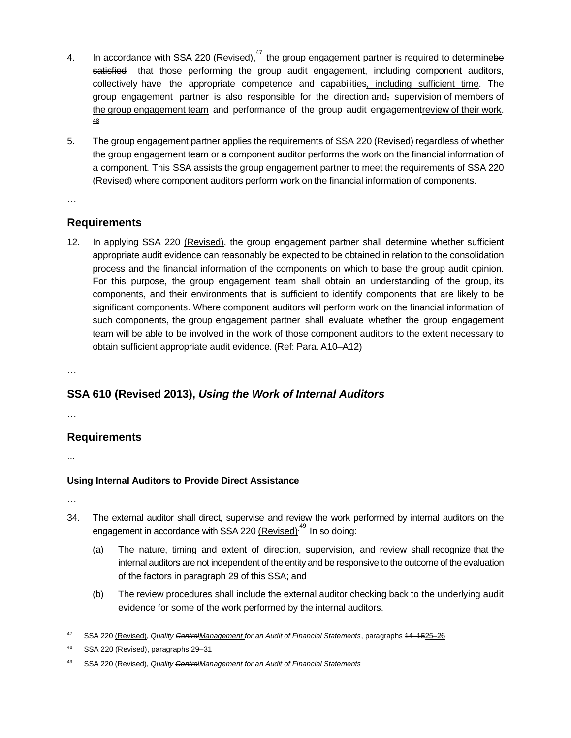4. In accordance with SSA 220 (Revised),[47] the group engagement partner is required to determinebe satisfied that those performing the group audit engagement, including component auditors, collectively have the appropriate competence and capabilities, including sufficient time. The group engagement partner is also responsible for the direction and, supervision of members of the group engagement team and performance of the group audit engagementreview of their work.[48]

5. The group engagement partner applies the requirements of SSA 220 (Revised) regardless of whether the group engagement team or a component auditor performs the work on the financial information of a component. This SSA assists the group engagement partner to meet the requirements of SSA 220 (Revised) where component auditors perform work on the financial information of components.

…

## Requirements

12. In applying SSA 220 (Revised), the group engagement partner shall determine whether sufficient appropriate audit evidence can reasonably be expected to be obtained in relation to the consolidation process and the financial information of the components on which to base the group audit opinion. For this purpose, the group engagement team shall obtain an understanding of the group, its components, and their environments that is sufficient to identify components that are likely to be significant components. Where component auditors will perform work on the financial information of such components, the group engagement partner shall evaluate whether the group engagement team will be able to be involved in the work of those component auditors to the extent necessary to obtain sufficient appropriate audit evidence. (Ref: Para. A10–A12)

…

## SSA 610 (Revised 2013), *Using the Work of Internal Auditors*

…

## Requirements

…

### Using Internal Auditors to Provide Direct Assistance

…

34. The external auditor shall direct, supervise and review the work performed by internal auditors on the engagement in accordance with SSA 220 (Revised).[49] In so doing:

    (a) The nature, timing and extent of direction, supervision, and review shall recognize that the internal auditors are not independent of the entity and be responsive to the outcome of the evaluation of the factors in paragraph 29 of this SSA; and

    (b) The review procedures shall include the external auditor checking back to the underlying audit evidence for some of the work performed by the internal auditors.

---

[47] SSA 220 (Revised), *Quality ControlManagement for an Audit of Financial Statements*, paragraphs 14–1525–26

[48] SSA 220 (Revised), paragraphs 29–31

[49] SSA 220 (Revised), *Quality ControlManagement for an Audit of Financial Statements*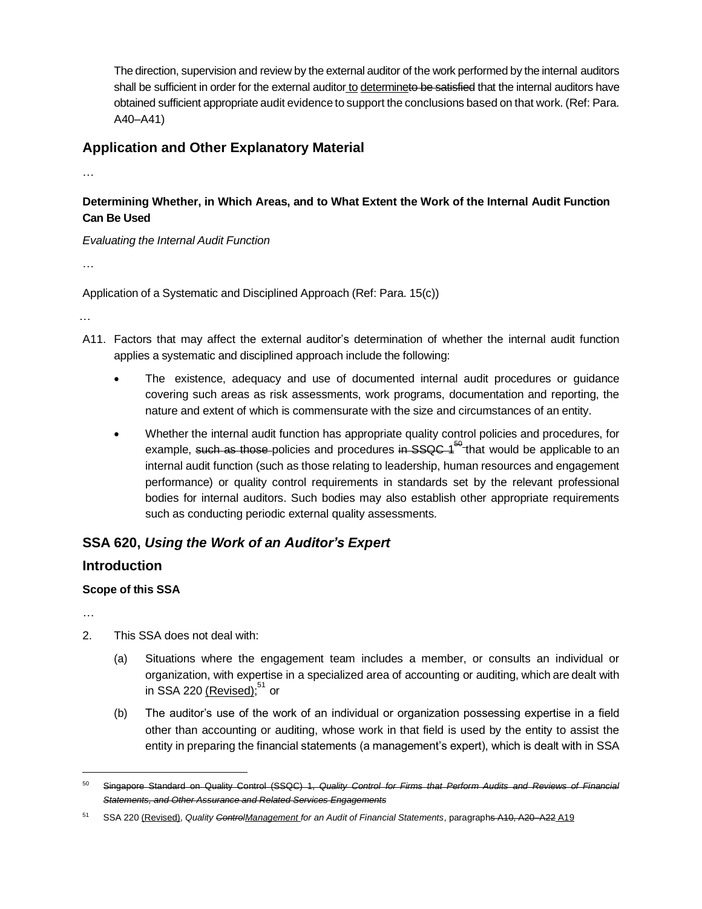The direction, supervision and review by the external auditor of the work performed by the internal auditors shall be sufficient in order for the external auditor to determine~~to be satisfied~~ that the internal auditors have obtained sufficient appropriate audit evidence to support the conclusions based on that work. (Ref: Para. A40–A41)

## Application and Other Explanatory Material

…

**Determining Whether, in Which Areas, and to What Extent the Work of the Internal Audit Function Can Be Used**

*Evaluating the Internal Audit Function*

…

Application of a Systematic and Disciplined Approach (Ref: Para. 15(c))

…

A11. Factors that may affect the external auditor's determination of whether the internal audit function applies a systematic and disciplined approach include the following:

- The existence, adequacy and use of documented internal audit procedures or guidance covering such areas as risk assessments, work programs, documentation and reporting, the nature and extent of which is commensurate with the size and circumstances of an entity.
- Whether the internal audit function has appropriate quality control policies and procedures, for example, ~~such as those~~ policies and procedures ~~in SSQC 1~~[50] that would be applicable to an internal audit function (such as those relating to leadership, human resources and engagement performance) or quality control requirements in standards set by the relevant professional bodies for internal auditors. Such bodies may also establish other appropriate requirements such as conducting periodic external quality assessments.

## SSA 620, *Using the Work of an Auditor's Expert*

## Introduction

**Scope of this SSA**

…

2. This SSA does not deal with:

   (a) Situations where the engagement team includes a member, or consults an individual or organization, with expertise in a specialized area of accounting or auditing, which are dealt with in SSA 220 (Revised);[51] or

   (b) The auditor's use of the work of an individual or organization possessing expertise in a field other than accounting or auditing, whose work in that field is used by the entity to assist the entity in preparing the financial statements (a management's expert), which is dealt with in SSA

---

[50] ~~Singapore Standard on Quality Control (SSQC) 1, *Quality Control for Firms that Perform Audits and Reviews of Financial Statements, and Other Assurance and Related Services Engagements*~~

[51] SSA 220 (Revised), *Quality ~~Control~~Management for an Audit of Financial Statements*, paragraph~~s A10, A20–A22~~ A19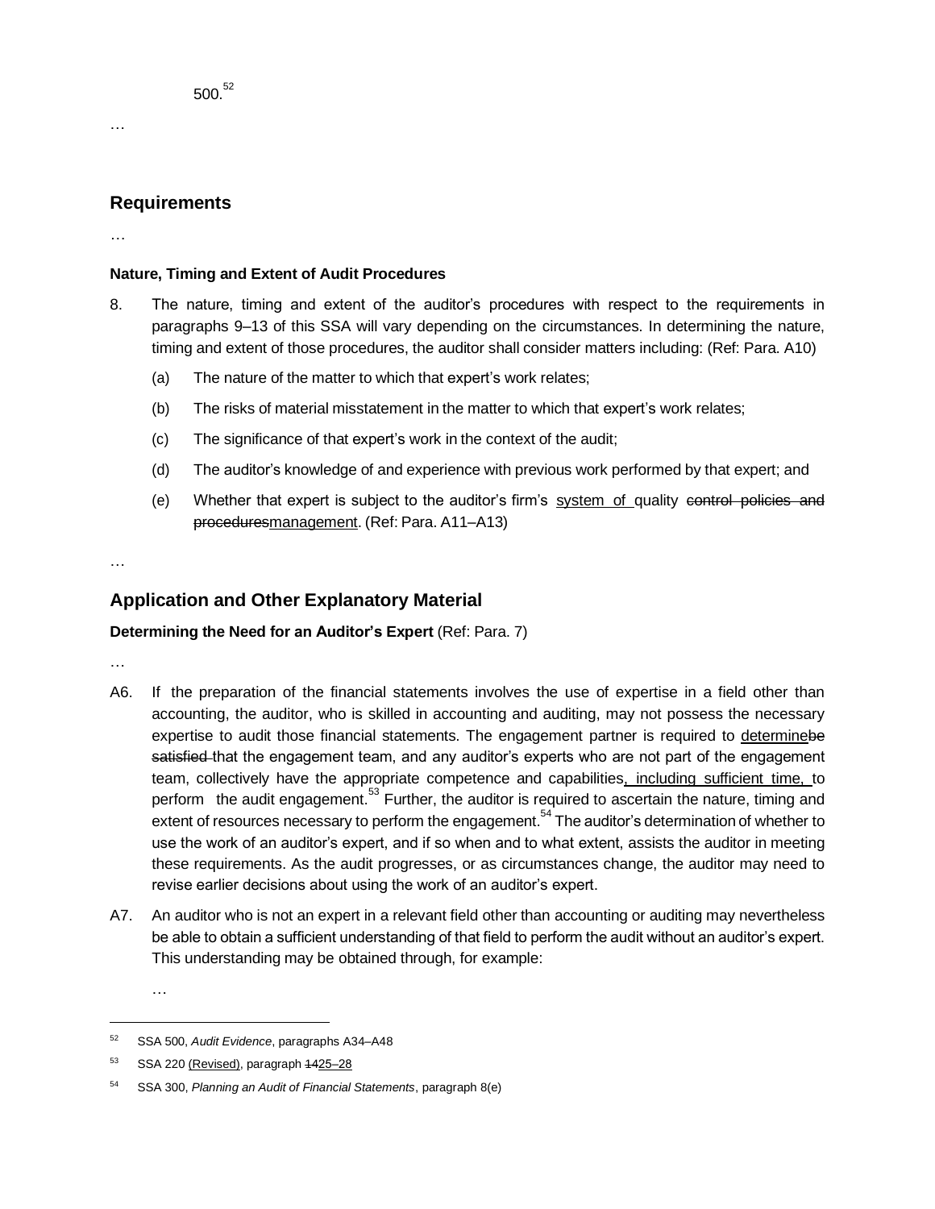500.[52]

…

## Requirements

…

**Nature, Timing and Extent of Audit Procedures**

8. The nature, timing and extent of the auditor's procedures with respect to the requirements in paragraphs 9–13 of this SSA will vary depending on the circumstances. In determining the nature, timing and extent of those procedures, the auditor shall consider matters including: (Ref: Para. A10)

   (a) The nature of the matter to which that expert's work relates;

   (b) The risks of material misstatement in the matter to which that expert's work relates;

   (c) The significance of that expert's work in the context of the audit;

   (d) The auditor's knowledge of and experience with previous work performed by that expert; and

   (e) Whether that expert is subject to the auditor's firm's system of quality ~~control policies and procedures~~management. (Ref: Para. A11–A13)

…

## Application and Other Explanatory Material

**Determining the Need for an Auditor's Expert** (Ref: Para. 7)

…

A6. If the preparation of the financial statements involves the use of expertise in a field other than accounting, the auditor, who is skilled in accounting and auditing, may not possess the necessary expertise to audit those financial statements. The engagement partner is required to determine~~be satisfied~~ that the engagement team, and any auditor's experts who are not part of the engagement team, collectively have the appropriate competence and capabilities, including sufficient time, to perform the audit engagement.[53] Further, the auditor is required to ascertain the nature, timing and extent of resources necessary to perform the engagement.[54] The auditor's determination of whether to use the work of an auditor's expert, and if so when and to what extent, assists the auditor in meeting these requirements. As the audit progresses, or as circumstances change, the auditor may need to revise earlier decisions about using the work of an auditor's expert.

A7. An auditor who is not an expert in a relevant field other than accounting or auditing may nevertheless be able to obtain a sufficient understanding of that field to perform the audit without an auditor's expert. This understanding may be obtained through, for example:

   …

---

[52] SSA 500, *Audit Evidence*, paragraphs A34–A48

[53] SSA 220 (Revised), paragraph ~~14~~25–28

[54] SSA 300, *Planning an Audit of Financial Statements*, paragraph 8(e)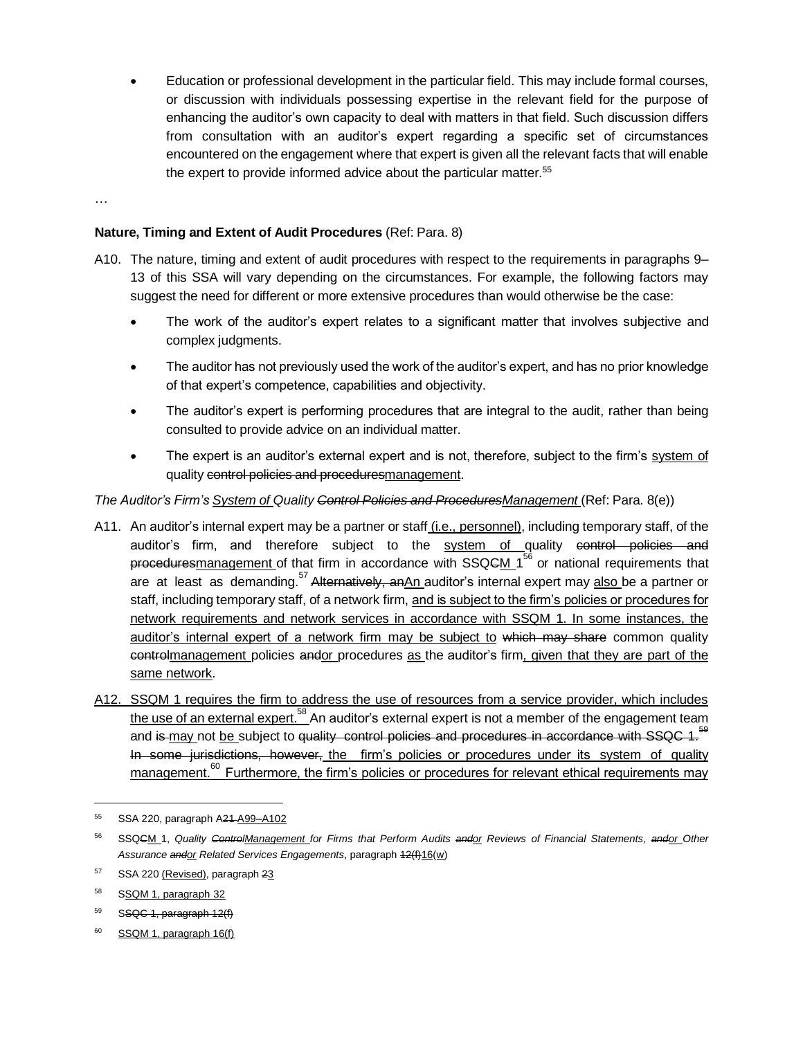- Education or professional development in the particular field. This may include formal courses, or discussion with individuals possessing expertise in the relevant field for the purpose of enhancing the auditor's own capacity to deal with matters in that field. Such discussion differs from consultation with an auditor's expert regarding a specific set of circumstances encountered on the engagement where that expert is given all the relevant facts that will enable the expert to provide informed advice about the particular matter.[55]

…

**Nature, Timing and Extent of Audit Procedures** (Ref: Para. 8)

A10. The nature, timing and extent of audit procedures with respect to the requirements in paragraphs 9–13 of this SSA will vary depending on the circumstances. For example, the following factors may suggest the need for different or more extensive procedures than would otherwise be the case:

- The work of the auditor's expert relates to a significant matter that involves subjective and complex judgments.
- The auditor has not previously used the work of the auditor's expert, and has no prior knowledge of that expert's competence, capabilities and objectivity.
- The auditor's expert is performing procedures that are integral to the audit, rather than being consulted to provide advice on an individual matter.
- The expert is an auditor's external expert and is not, therefore, subject to the firm's <u>system of</u> quality ~~control policies and procedures~~<u>management</u>.

*The Auditor's Firm's <u>System of</u> Quality ~~Control Policies and Procedures~~<u>Management</u>* (Ref: Para. 8(e))

A11. An auditor's internal expert may be a partner or staff <u>(i.e., personnel)</u>, including temporary staff, of the auditor's firm, and therefore subject to the <u>system of</u> quality ~~control policies and procedures~~<u>management</u> of that firm in accordance with SSQ~~C~~<u>M</u> 1[56] or national requirements that are at least as demanding.[57] ~~Alternatively, an~~<u>An</u> auditor's internal expert may <u>also</u> be a partner or staff, including temporary staff, of a network firm, <u>and is subject to the firm's policies or procedures for network requirements and network services in accordance with SSQM 1. In some instances, the auditor's internal expert of a network firm may be subject to</u> ~~which may share~~ common quality ~~control~~<u>management</u> policies ~~and~~<u>or</u> procedures <u>as</u> the auditor's firm<u>, given that they are part of the same network</u>.

<u>A12. SSQM 1 requires the firm to address the use of resources from a service provider, which includes the use of an external expert.[58]</u> An auditor's external expert is not a member of the engagement team and ~~is~~ <u>may</u> not <u>be</u> subject to ~~quality control policies and procedures in accordance with SSQC 1.[59] In some jurisdictions, however,~~ <u>the firm's policies or procedures under its system of quality management.[60] Furthermore, the firm's policies or procedures for relevant ethical requirements may</u>

---

[55] SSA 220, paragraph A~~21~~ <u>A99–A102</u>

[56] SSQ~~C~~<u>M</u> 1, *Quality ~~Control~~<u>Management</u> for Firms that Perform Audits ~~and~~<u>or</u> Reviews of Financial Statements, ~~and~~<u>or</u> Other Assurance ~~and~~<u>or</u> Related Services Engagements*, paragraph ~~12(f)~~<u>16(w)</u>

[57] SSA 220 <u>(Revised)</u>, paragraph ~~2~~<u>3</u>

[58] S<u>SQM 1, paragraph 32</u>

[59] ~~SSQC 1, paragraph 12(f)~~

[60] <u>SSQM 1, paragraph 16(f)</u>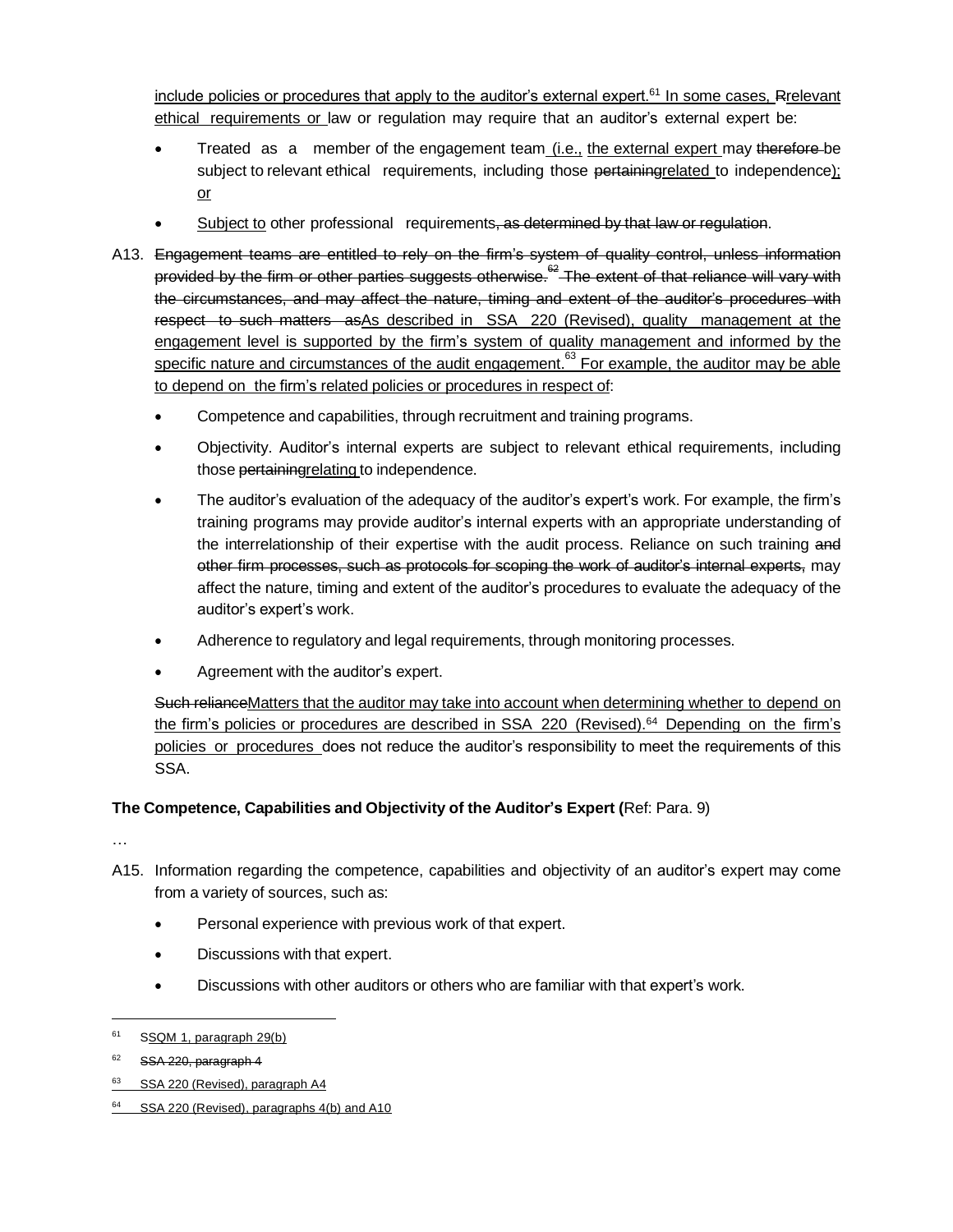include policies or procedures that apply to the auditor's external expert.[61] In some cases, Rrelevant ethical requirements or law or regulation may require that an auditor's external expert be:

- Treated as a member of the engagement team (i.e., the external expert may therefore be subject to relevant ethical requirements, including those pertainingrelated to independence); or
- Subject to other professional requirements, as determined by that law or regulation.

A13. Engagement teams are entitled to rely on the firm's system of quality control, unless information provided by the firm or other parties suggests otherwise.[62] The extent of that reliance will vary with the circumstances, and may affect the nature, timing and extent of the auditor's procedures with respect to such matters asAs described in SSA 220 (Revised), quality management at the engagement level is supported by the firm's system of quality management and informed by the specific nature and circumstances of the audit engagement.[63] For example, the auditor may be able to depend on the firm's related policies or procedures in respect of:

- Competence and capabilities, through recruitment and training programs.
- Objectivity. Auditor's internal experts are subject to relevant ethical requirements, including those pertainingrelating to independence.
- The auditor's evaluation of the adequacy of the auditor's expert's work. For example, the firm's training programs may provide auditor's internal experts with an appropriate understanding of the interrelationship of their expertise with the audit process. Reliance on such training and other firm processes, such as protocols for scoping the work of auditor's internal experts, may affect the nature, timing and extent of the auditor's procedures to evaluate the adequacy of the auditor's expert's work.
- Adherence to regulatory and legal requirements, through monitoring processes.
- Agreement with the auditor's expert.

Such relianceMatters that the auditor may take into account when determining whether to depend on the firm's policies or procedures are described in SSA 220 (Revised).[64] Depending on the firm's policies or procedures does not reduce the auditor's responsibility to meet the requirements of this SSA.

**The Competence, Capabilities and Objectivity of the Auditor's Expert (**Ref: Para. 9)

…

A15. Information regarding the competence, capabilities and objectivity of an auditor's expert may come from a variety of sources, such as:

- Personal experience with previous work of that expert.
- Discussions with that expert.
- Discussions with other auditors or others who are familiar with that expert's work.

---

[61] SSQM 1, paragraph 29(b)

[62] SSA 220, paragraph 4

[63] SSA 220 (Revised), paragraph A4

[64] SSA 220 (Revised), paragraphs 4(b) and A10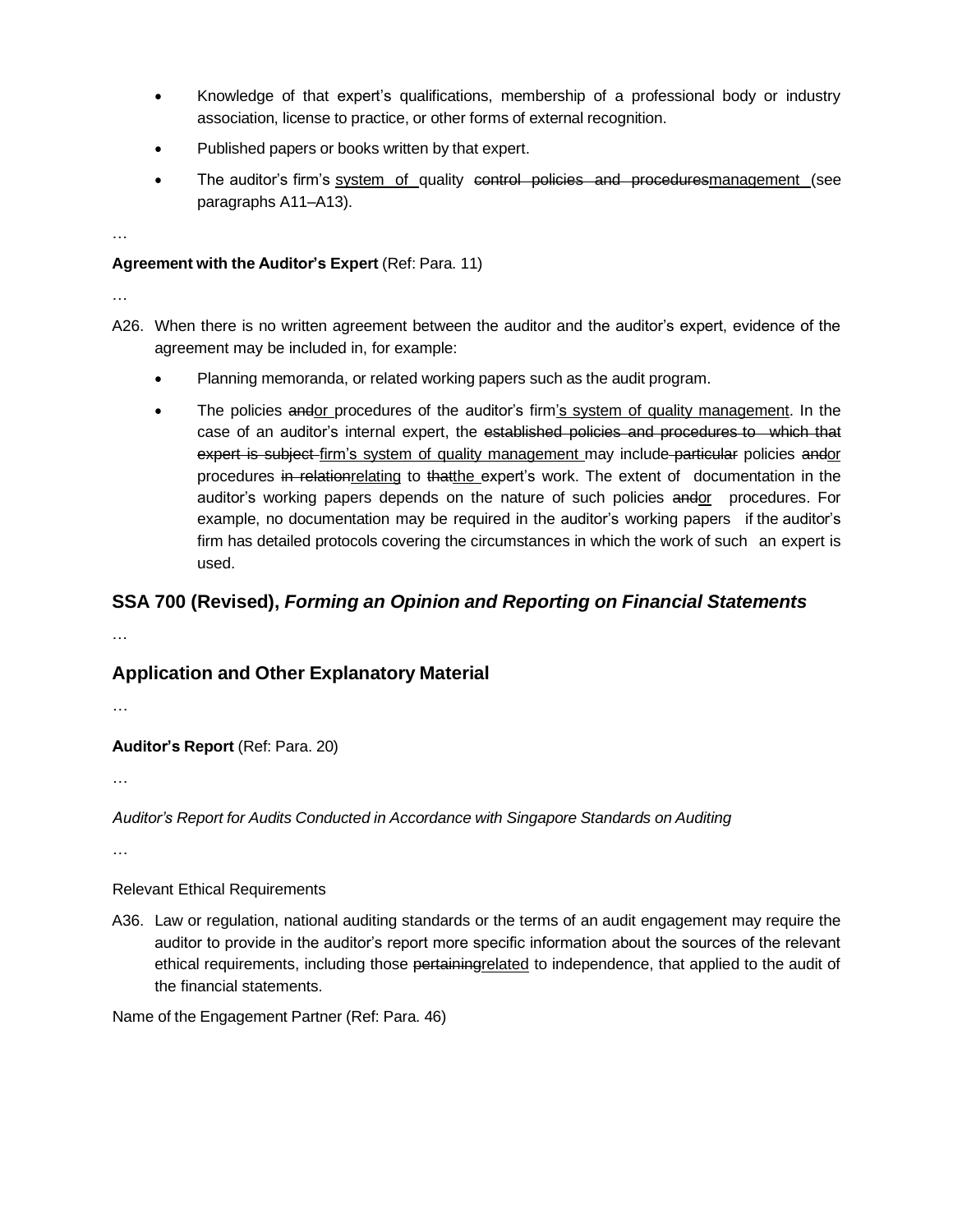- Knowledge of that expert's qualifications, membership of a professional body or industry association, license to practice, or other forms of external recognition.
- Published papers or books written by that expert.
- The auditor's firm's <u>system of</u> quality ~~control policies and procedures~~<u>management</u> (see paragraphs A11–A13).

…

**Agreement with the Auditor's Expert** (Ref: Para. 11)

…

A26. When there is no written agreement between the auditor and the auditor's expert, evidence of the agreement may be included in, for example:

- Planning memoranda, or related working papers such as the audit program.
- The policies ~~and~~<u>or</u> procedures of the auditor's firm<u>'s system of quality management</u>. In the case of an auditor's internal expert, the ~~established policies and procedures to which that expert is subject~~ <u>firm's system of quality management</u> may include ~~particular~~ policies ~~and~~<u>or</u> procedures ~~in relation~~<u>relating</u> to ~~that~~<u>the</u> expert's work. The extent of documentation in the auditor's working papers depends on the nature of such policies ~~and~~<u>or</u> procedures. For example, no documentation may be required in the auditor's working papers if the auditor's firm has detailed protocols covering the circumstances in which the work of such an expert is used.

## SSA 700 (Revised), *Forming an Opinion and Reporting on Financial Statements*

…

## Application and Other Explanatory Material

…

**Auditor's Report** (Ref: Para. 20)

…

*Auditor's Report for Audits Conducted in Accordance with Singapore Standards on Auditing*

…

Relevant Ethical Requirements

A36. Law or regulation, national auditing standards or the terms of an audit engagement may require the auditor to provide in the auditor's report more specific information about the sources of the relevant ethical requirements, including those ~~pertaining~~<u>related</u> to independence, that applied to the audit of the financial statements.

Name of the Engagement Partner (Ref: Para. 46)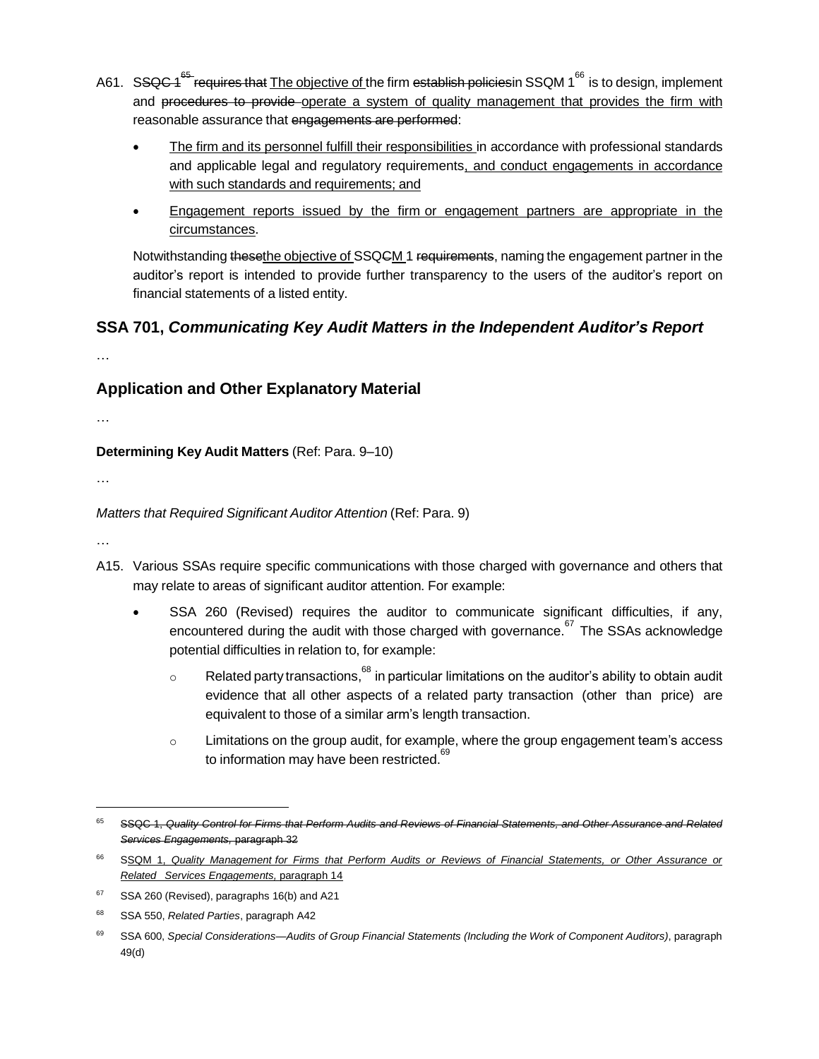A61. SSQC 1[65] requires that The objective of the firm establish policiesin SSQM 1[66] is to design, implement and procedures to provide operate a system of quality management that provides the firm with reasonable assurance that engagements are performed:

- The firm and its personnel fulfill their responsibilities in accordance with professional standards and applicable legal and regulatory requirements, and conduct engagements in accordance with such standards and requirements; and
- Engagement reports issued by the firm or engagement partners are appropriate in the circumstances.

Notwithstanding thesethe objective of SSQCM 1 requirements, naming the engagement partner in the auditor's report is intended to provide further transparency to the users of the auditor's report on financial statements of a listed entity.

## SSA 701, *Communicating Key Audit Matters in the Independent Auditor's Report*

…

## Application and Other Explanatory Material

…

**Determining Key Audit Matters** (Ref: Para. 9–10)

…

*Matters that Required Significant Auditor Attention* (Ref: Para. 9)

…

A15. Various SSAs require specific communications with those charged with governance and others that may relate to areas of significant auditor attention. For example:

- SSA 260 (Revised) requires the auditor to communicate significant difficulties, if any, encountered during the audit with those charged with governance.[67] The SSAs acknowledge potential difficulties in relation to, for example:
  - Related party transactions,[68] in particular limitations on the auditor's ability to obtain audit evidence that all other aspects of a related party transaction (other than price) are equivalent to those of a similar arm's length transaction.
  - Limitations on the group audit, for example, where the group engagement team's access to information may have been restricted.[69]

---

[65] SSQC 1, *Quality Control for Firms that Perform Audits and Reviews of Financial Statements, and Other Assurance and Related Services Engagements,* paragraph 32

[66] SSQM 1, *Quality Management for Firms that Perform Audits or Reviews of Financial Statements, or Other Assurance or Related Services Engagements,* paragraph 14

[67] SSA 260 (Revised), paragraphs 16(b) and A21

[68] SSA 550, *Related Parties*, paragraph A42

[69] SSA 600, *Special Considerations—Audits of Group Financial Statements (Including the Work of Component Auditors)*, paragraph 49(d)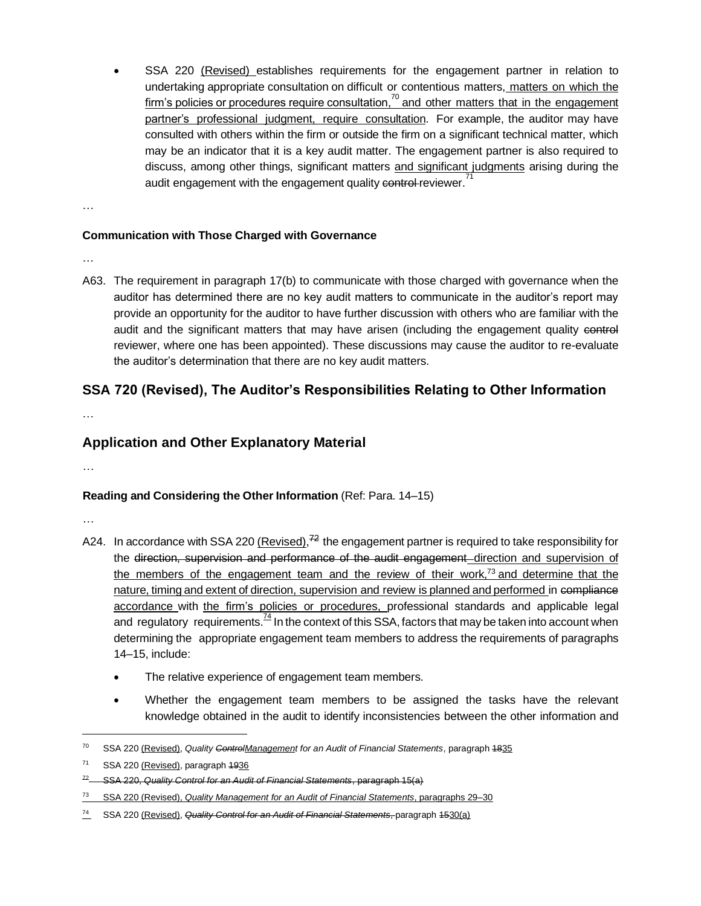- SSA 220 (Revised) establishes requirements for the engagement partner in relation to undertaking appropriate consultation on difficult or contentious matters, matters on which the firm's policies or procedures require consultation,[70] and other matters that in the engagement partner's professional judgment, require consultation. For example, the auditor may have consulted with others within the firm or outside the firm on a significant technical matter, which may be an indicator that it is a key audit matter. The engagement partner is also required to discuss, among other things, significant matters and significant judgments arising during the audit engagement with the engagement quality ~~control~~ reviewer.[71]

…

**Communication with Those Charged with Governance**

…

A63. The requirement in paragraph 17(b) to communicate with those charged with governance when the auditor has determined there are no key audit matters to communicate in the auditor's report may provide an opportunity for the auditor to have further discussion with others who are familiar with the audit and the significant matters that may have arisen (including the engagement quality ~~control~~ reviewer, where one has been appointed). These discussions may cause the auditor to re-evaluate the auditor's determination that there are no key audit matters.

## SSA 720 (Revised), The Auditor's Responsibilities Relating to Other Information

…

## Application and Other Explanatory Material

…

**Reading and Considering the Other Information** (Ref: Para. 14–15)

…

A24. In accordance with SSA 220 (Revised),~~[72]~~ the engagement partner is required to take responsibility for the ~~direction, supervision and performance of the audit engagement~~ direction and supervision of the members of the engagement team and the review of their work,[73] and determine that the nature, timing and extent of direction, supervision and review is planned and performed in ~~compliance~~ accordance with the firm's policies or procedures, professional standards and applicable legal and regulatory requirements.[74] In the context of this SSA, factors that may be taken into account when determining the appropriate engagement team members to address the requirements of paragraphs 14–15, include:

- The relative experience of engagement team members.
- Whether the engagement team members to be assigned the tasks have the relevant knowledge obtained in the audit to identify inconsistencies between the other information and

---

[70] SSA 220 (Revised), *Quality ~~Control~~Management for an Audit of Financial Statements*, paragraph ~~18~~35

[71] SSA 220 (Revised), paragraph ~~19~~36

~~[72] SSA 220, *Quality Control for an Audit of Financial Statements*, paragraph 15(a)~~

[73] SSA 220 (Revised), *Quality Management for an Audit of Financial Statements*, paragraphs 29–30

[74] SSA 220 (Revised), ~~*Quality Control for an Audit of Financial Statements*,~~ paragraph ~~15~~30(a)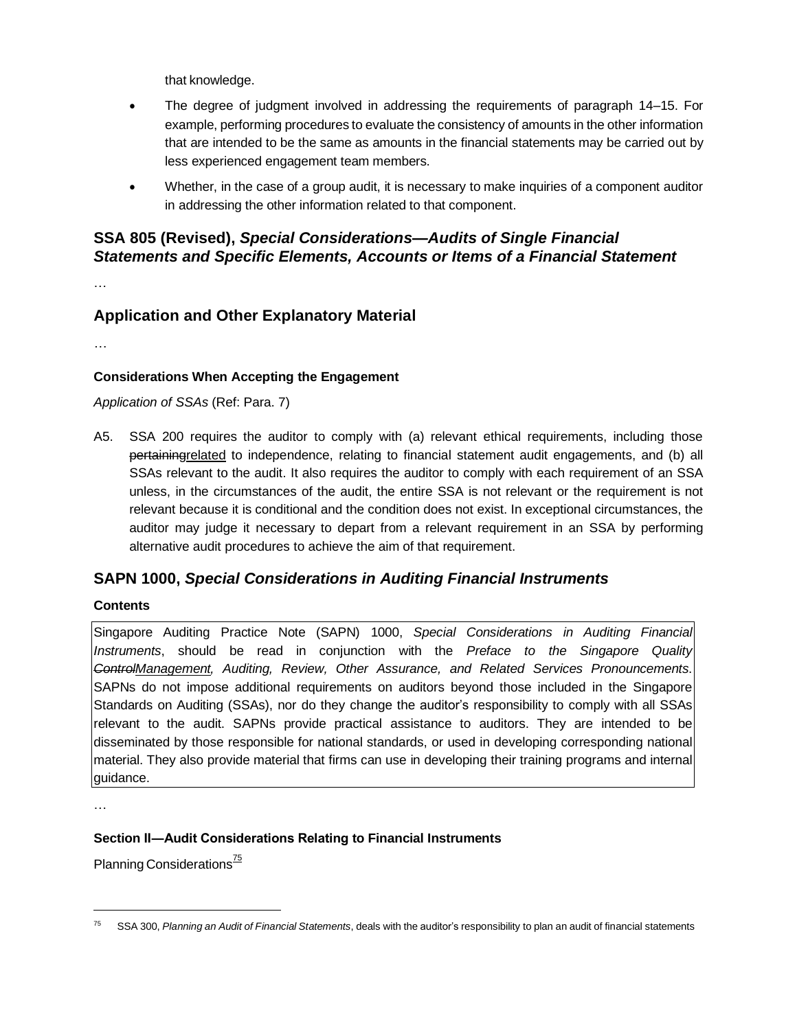that knowledge.

- The degree of judgment involved in addressing the requirements of paragraph 14–15. For example, performing procedures to evaluate the consistency of amounts in the other information that are intended to be the same as amounts in the financial statements may be carried out by less experienced engagement team members.
- Whether, in the case of a group audit, it is necessary to make inquiries of a component auditor in addressing the other information related to that component.

## SSA 805 (Revised), *Special Considerations—Audits of Single Financial Statements and Specific Elements, Accounts or Items of a Financial Statement*

…

## Application and Other Explanatory Material

…

**Considerations When Accepting the Engagement**

*Application of SSAs* (Ref: Para. 7)

A5. SSA 200 requires the auditor to comply with (a) relevant ethical requirements, including those ~~pertaining~~related to independence, relating to financial statement audit engagements, and (b) all SSAs relevant to the audit. It also requires the auditor to comply with each requirement of an SSA unless, in the circumstances of the audit, the entire SSA is not relevant or the requirement is not relevant because it is conditional and the condition does not exist. In exceptional circumstances, the auditor may judge it necessary to depart from a relevant requirement in an SSA by performing alternative audit procedures to achieve the aim of that requirement.

## SAPN 1000, *Special Considerations in Auditing Financial Instruments*

**Contents**

Singapore Auditing Practice Note (SAPN) 1000, *Special Considerations in Auditing Financial Instruments*, should be read in conjunction with the *Preface to the Singapore Quality ~~Control~~Management, Auditing, Review, Other Assurance, and Related Services Pronouncements*. SAPNs do not impose additional requirements on auditors beyond those included in the Singapore Standards on Auditing (SSAs), nor do they change the auditor's responsibility to comply with all SSAs relevant to the audit. SAPNs provide practical assistance to auditors. They are intended to be disseminated by those responsible for national standards, or used in developing corresponding national material. They also provide material that firms can use in developing their training programs and internal guidance.

…

**Section II—Audit Considerations Relating to Financial Instruments**

Planning Considerations[75]

[75] SSA 300, *Planning an Audit of Financial Statements*, deals with the auditor's responsibility to plan an audit of financial statements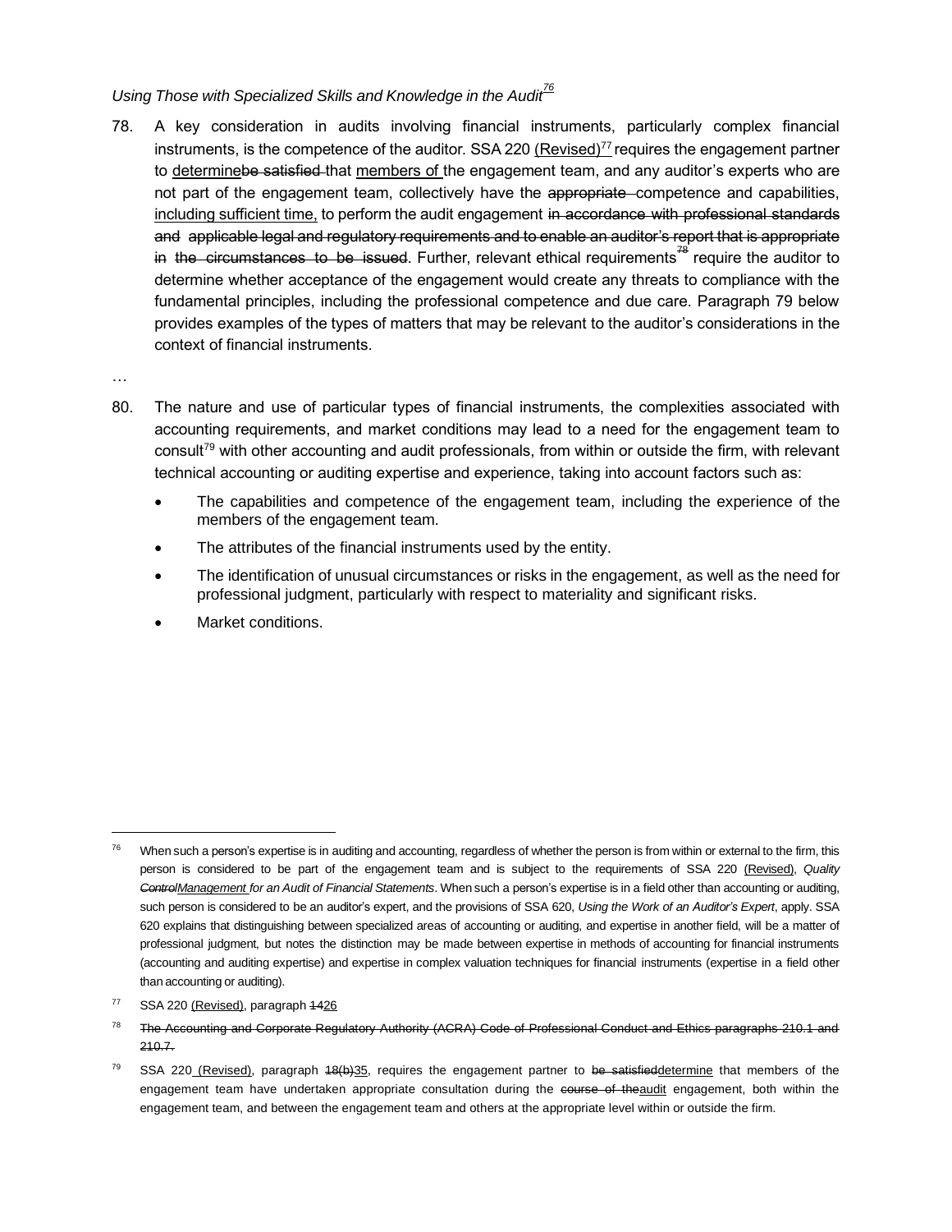*Using Those with Specialized Skills and Knowledge in the Audit*[76]

78. A key consideration in audits involving financial instruments, particularly complex financial instruments, is the competence of the auditor. SSA 220 (Revised)[77] requires the engagement partner to determinebe satisfied that members of the engagement team, and any auditor's experts who are not part of the engagement team, collectively have the appropriate competence and capabilities, including sufficient time, to perform the audit engagement in accordance with professional standards and applicable legal and regulatory requirements and to enable an auditor's report that is appropriate in the circumstances to be issued. Further, relevant ethical requirements[78] require the auditor to determine whether acceptance of the engagement would create any threats to compliance with the fundamental principles, including the professional competence and due care. Paragraph 79 below provides examples of the types of matters that may be relevant to the auditor's considerations in the context of financial instruments.

…

80. The nature and use of particular types of financial instruments, the complexities associated with accounting requirements, and market conditions may lead to a need for the engagement team to consult[79] with other accounting and audit professionals, from within or outside the firm, with relevant technical accounting or auditing expertise and experience, taking into account factors such as:

    - The capabilities and competence of the engagement team, including the experience of the members of the engagement team.
    - The attributes of the financial instruments used by the entity.
    - The identification of unusual circumstances or risks in the engagement, as well as the need for professional judgment, particularly with respect to materiality and significant risks.
    - Market conditions.

---

[76] When such a person's expertise is in auditing and accounting, regardless of whether the person is from within or external to the firm, this person is considered to be part of the engagement team and is subject to the requirements of SSA 220 (Revised), *Quality ControlManagement for an Audit of Financial Statements*. When such a person's expertise is in a field other than accounting or auditing, such person is considered to be an auditor's expert, and the provisions of SSA 620, *Using the Work of an Auditor's Expert*, apply. SSA 620 explains that distinguishing between specialized areas of accounting or auditing, and expertise in another field, will be a matter of professional judgment, but notes the distinction may be made between expertise in methods of accounting for financial instruments (accounting and auditing expertise) and expertise in complex valuation techniques for financial instruments (expertise in a field other than accounting or auditing).

[77] SSA 220 (Revised), paragraph 1426

[78] The Accounting and Corporate Regulatory Authority (ACRA) Code of Professional Conduct and Ethics paragraphs 210.1 and 210.7.

[79] SSA 220 (Revised), paragraph 18(b)35, requires the engagement partner to be satisfieddetermine that members of the engagement team have undertaken appropriate consultation during the course of theaudit engagement, both within the engagement team, and between the engagement team and others at the appropriate level within or outside the firm.